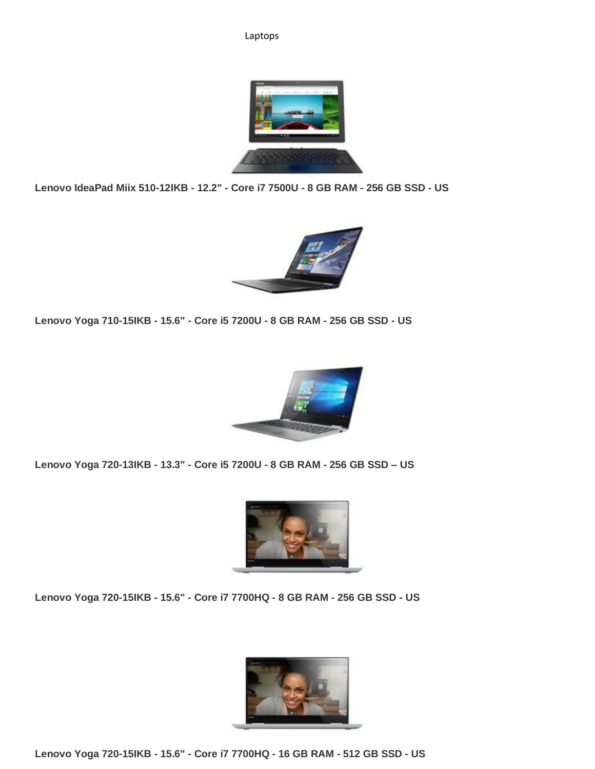# Laptops

**Lenovo IdeaPad Miix 510-12IKB - 12.2" - Core i7 7500U - 8 GB RAM - 256 GB SSD - US**

**Lenovo Yoga 710-15IKB - 15.6" - Core i5 7200U - 8 GB RAM - 256 GB SSD - US**

**Lenovo Yoga 720-13IKB - 13.3" - Core i5 7200U - 8 GB RAM - 256 GB SSD – US**

**Lenovo Yoga 720-15IKB - 15.6" - Core i7 7700HQ - 8 GB RAM - 256 GB SSD - US**

**Lenovo Yoga 720-15IKB - 15.6" - Core i7 7700HQ - 16 GB RAM - 512 GB SSD - US**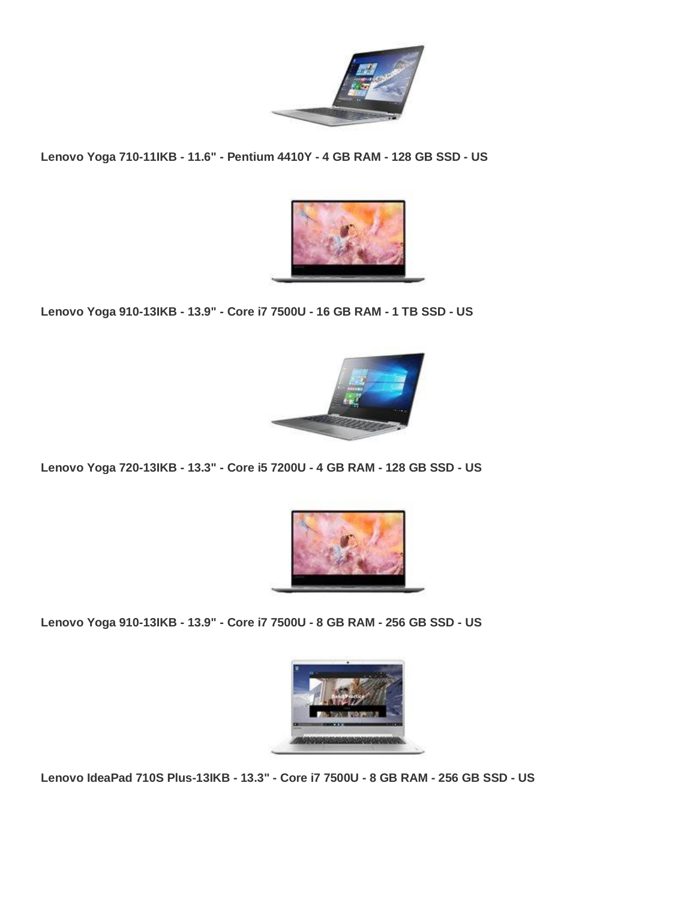**Lenovo Yoga 710-11IKB - 11.6" - Pentium 4410Y - 4 GB RAM - 128 GB SSD - US**

**Lenovo Yoga 910-13IKB - 13.9" - Core i7 7500U - 16 GB RAM - 1 TB SSD - US**

**Lenovo Yoga 720-13IKB - 13.3" - Core i5 7200U - 4 GB RAM - 128 GB SSD - US**

**Lenovo Yoga 910-13IKB - 13.9" - Core i7 7500U - 8 GB RAM - 256 GB SSD - US**

**Lenovo IdeaPad 710S Plus-13IKB - 13.3" - Core i7 7500U - 8 GB RAM - 256 GB SSD - US**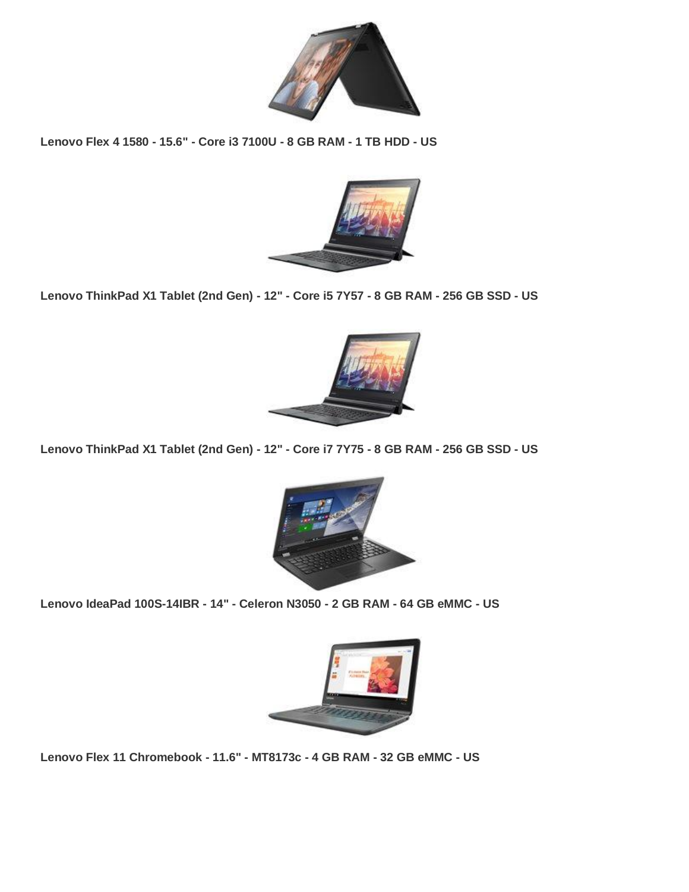**Lenovo Flex 4 1580 - 15.6" - Core i3 7100U - 8 GB RAM - 1 TB HDD - US**

**Lenovo ThinkPad X1 Tablet (2nd Gen) - 12" - Core i5 7Y57 - 8 GB RAM - 256 GB SSD - US**

**Lenovo ThinkPad X1 Tablet (2nd Gen) - 12" - Core i7 7Y75 - 8 GB RAM - 256 GB SSD - US**

**Lenovo IdeaPad 100S-14IBR - 14" - Celeron N3050 - 2 GB RAM - 64 GB eMMC - US**

**Lenovo Flex 11 Chromebook - 11.6" - MT8173c - 4 GB RAM - 32 GB eMMC - US**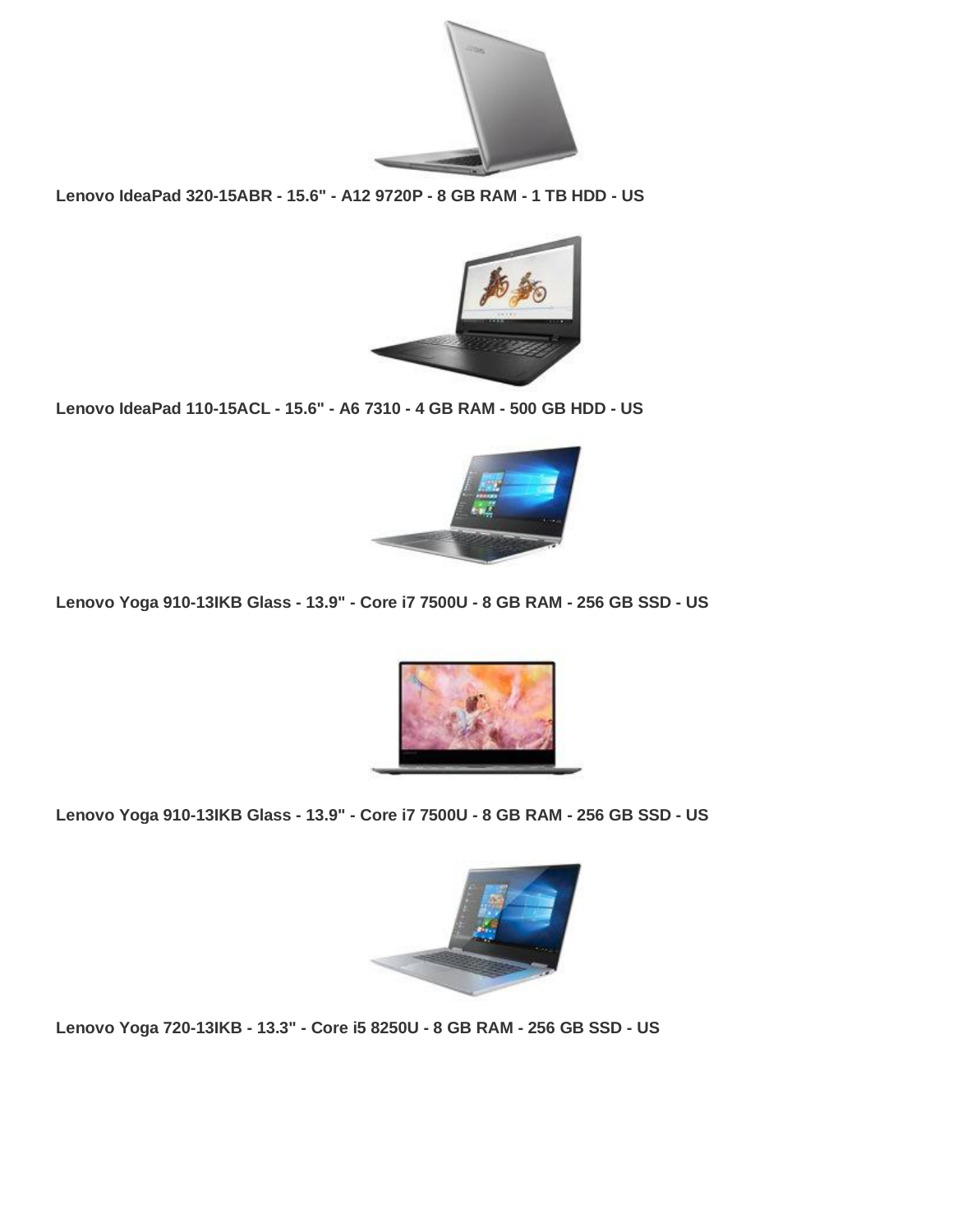**Lenovo IdeaPad 320-15ABR - 15.6" - A12 9720P - 8 GB RAM - 1 TB HDD - US**

**Lenovo IdeaPad 110-15ACL - 15.6" - A6 7310 - 4 GB RAM - 500 GB HDD - US**

**Lenovo Yoga 910-13IKB Glass - 13.9" - Core i7 7500U - 8 GB RAM - 256 GB SSD - US**

**Lenovo Yoga 910-13IKB Glass - 13.9" - Core i7 7500U - 8 GB RAM - 256 GB SSD - US**

**Lenovo Yoga 720-13IKB - 13.3" - Core i5 8250U - 8 GB RAM - 256 GB SSD - US**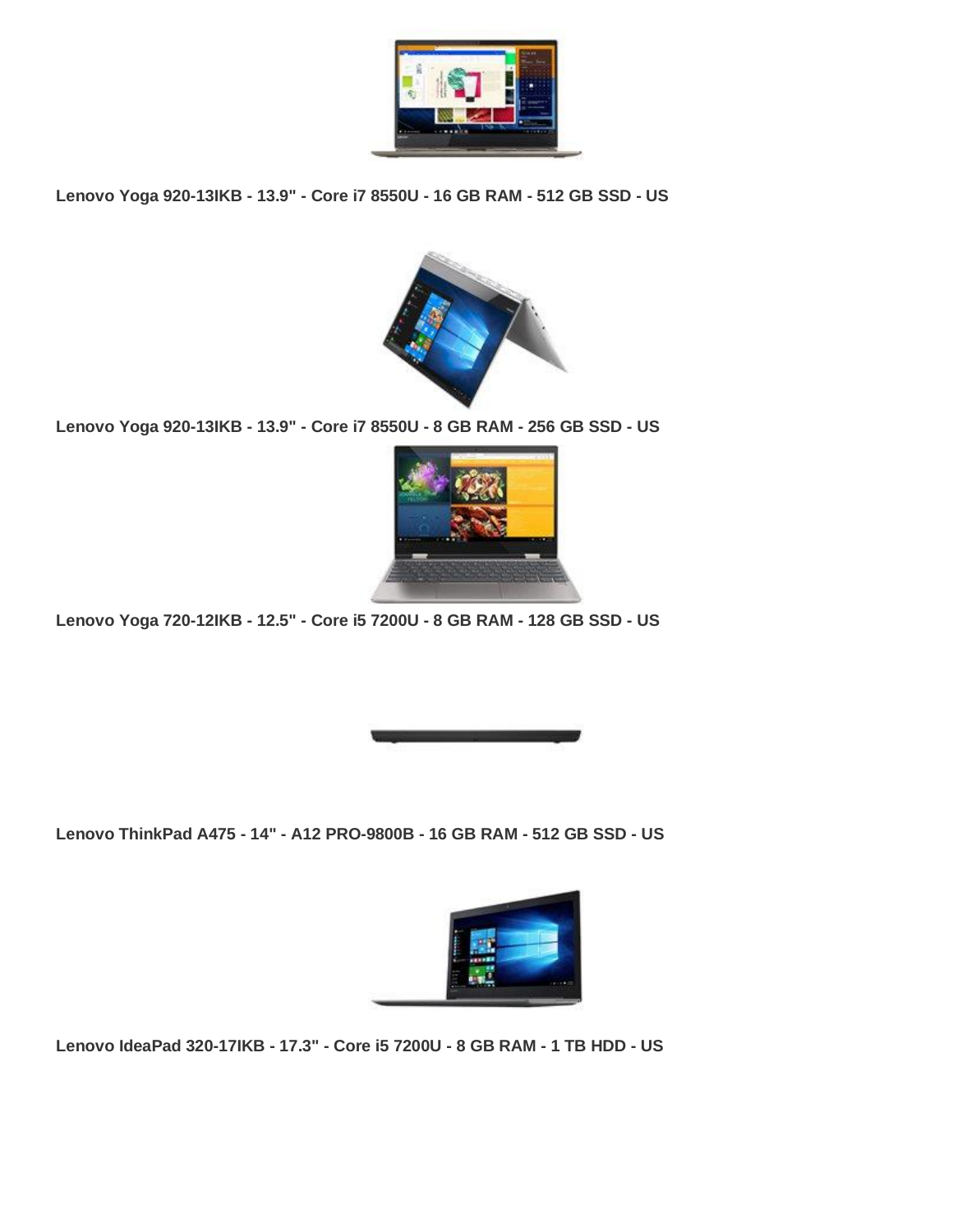**Lenovo Yoga 920-13IKB - 13.9" - Core i7 8550U - 16 GB RAM - 512 GB SSD - US**

**Lenovo Yoga 920-13IKB - 13.9" - Core i7 8550U - 8 GB RAM - 256 GB SSD - US**

**Lenovo Yoga 720-12IKB - 12.5" - Core i5 7200U - 8 GB RAM - 128 GB SSD - US**

**Lenovo ThinkPad A475 - 14" - A12 PRO-9800B - 16 GB RAM - 512 GB SSD - US**

**Lenovo IdeaPad 320-17IKB - 17.3" - Core i5 7200U - 8 GB RAM - 1 TB HDD - US**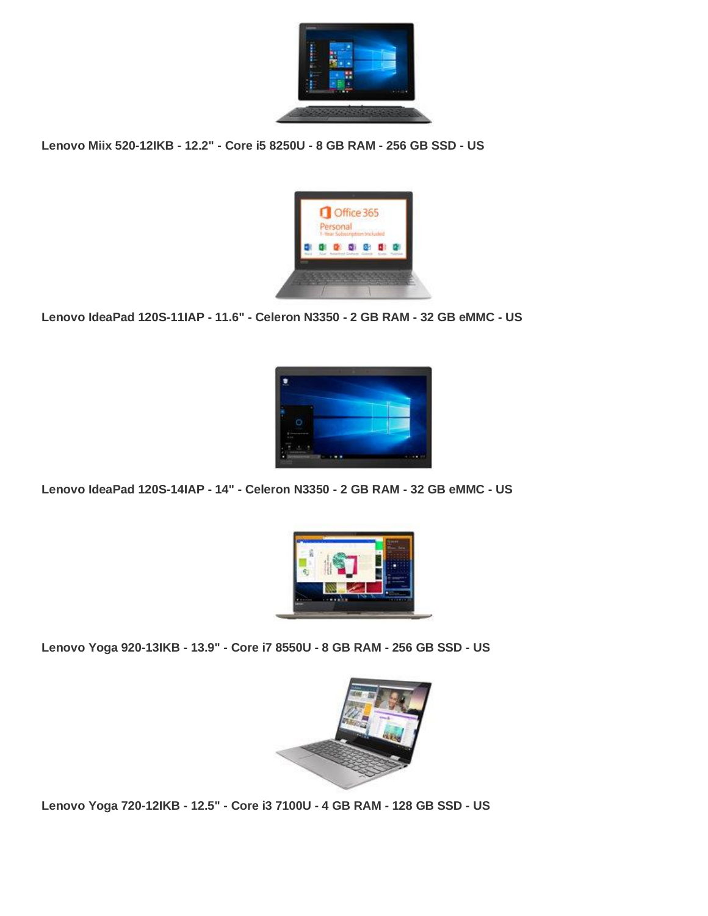**Lenovo Miix 520-12IKB - 12.2" - Core i5 8250U - 8 GB RAM - 256 GB SSD - US**

**Lenovo IdeaPad 120S-11IAP - 11.6" - Celeron N3350 - 2 GB RAM - 32 GB eMMC - US**

**Lenovo IdeaPad 120S-14IAP - 14" - Celeron N3350 - 2 GB RAM - 32 GB eMMC - US**

**Lenovo Yoga 920-13IKB - 13.9" - Core i7 8550U - 8 GB RAM - 256 GB SSD - US**

**Lenovo Yoga 720-12IKB - 12.5" - Core i3 7100U - 4 GB RAM - 128 GB SSD - US**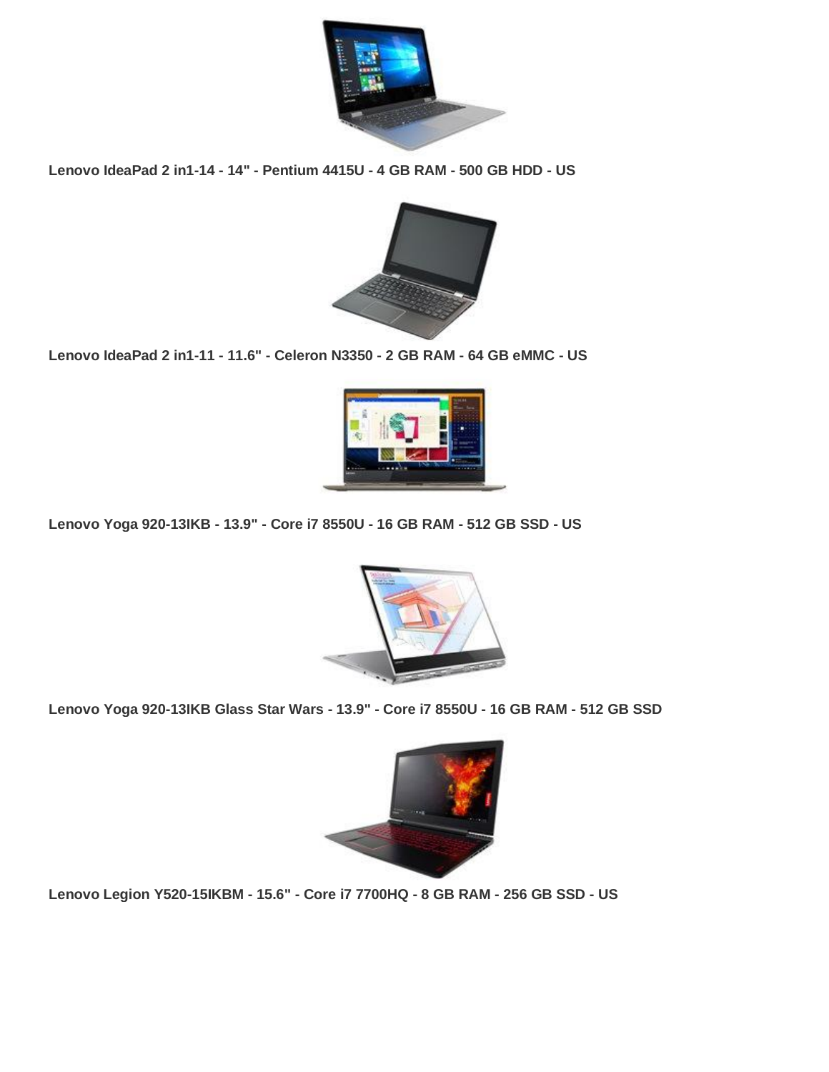**Lenovo IdeaPad 2 in1-14 - 14" - Pentium 4415U - 4 GB RAM - 500 GB HDD - US**

**Lenovo IdeaPad 2 in1-11 - 11.6" - Celeron N3350 - 2 GB RAM - 64 GB eMMC - US**

**Lenovo Yoga 920-13IKB - 13.9" - Core i7 8550U - 16 GB RAM - 512 GB SSD - US**

**Lenovo Yoga 920-13IKB Glass Star Wars - 13.9" - Core i7 8550U - 16 GB RAM - 512 GB SSD**

**Lenovo Legion Y520-15IKBM - 15.6" - Core i7 7700HQ - 8 GB RAM - 256 GB SSD - US**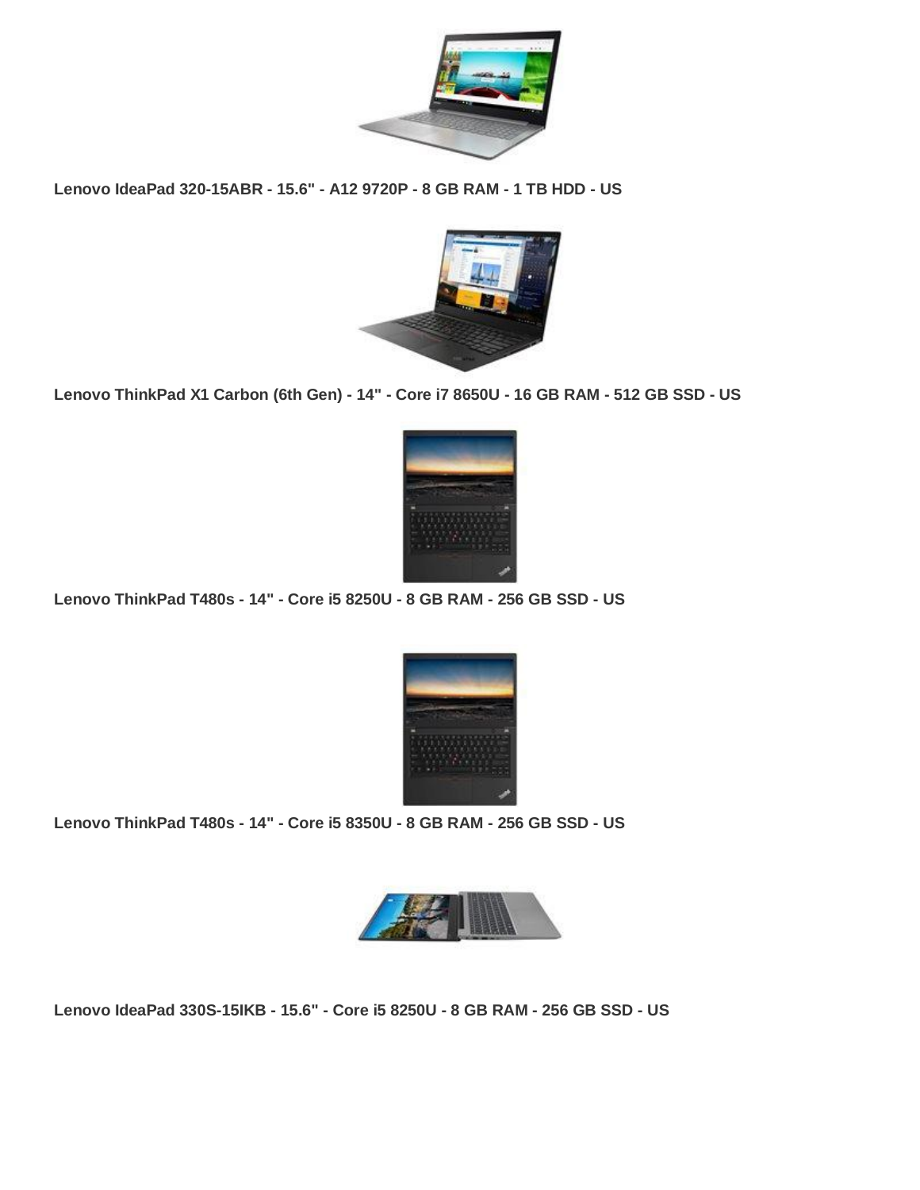**Lenovo IdeaPad 320-15ABR - 15.6" - A12 9720P - 8 GB RAM - 1 TB HDD - US**

**Lenovo ThinkPad X1 Carbon (6th Gen) - 14" - Core i7 8650U - 16 GB RAM - 512 GB SSD - US**

**Lenovo ThinkPad T480s - 14" - Core i5 8250U - 8 GB RAM - 256 GB SSD - US**

**Lenovo ThinkPad T480s - 14" - Core i5 8350U - 8 GB RAM - 256 GB SSD - US**

**Lenovo IdeaPad 330S-15IKB - 15.6" - Core i5 8250U - 8 GB RAM - 256 GB SSD - US**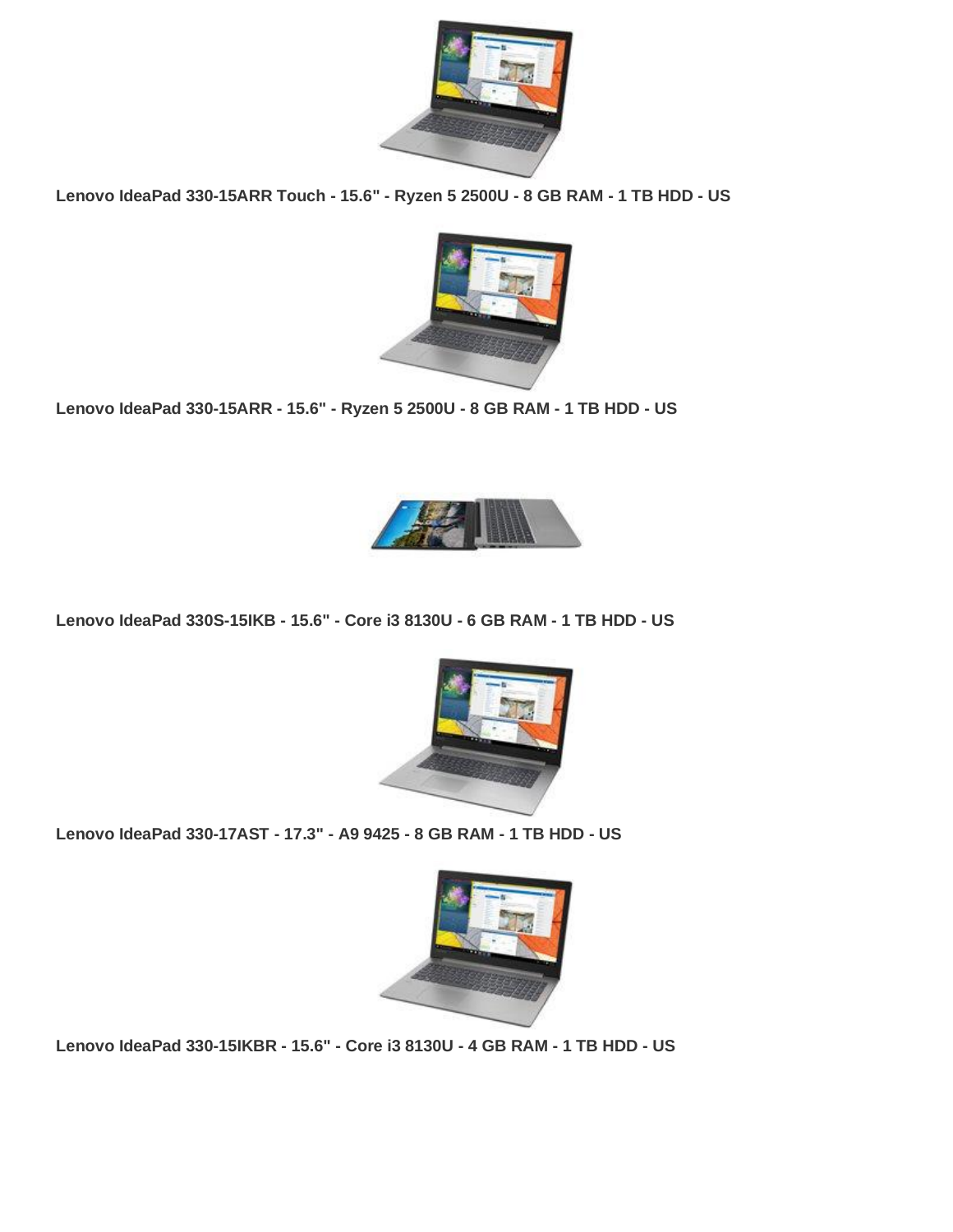**Lenovo IdeaPad 330-15ARR Touch - 15.6" - Ryzen 5 2500U - 8 GB RAM - 1 TB HDD - US**

**Lenovo IdeaPad 330-15ARR - 15.6" - Ryzen 5 2500U - 8 GB RAM - 1 TB HDD - US**

**Lenovo IdeaPad 330S-15IKB - 15.6" - Core i3 8130U - 6 GB RAM - 1 TB HDD - US**

**Lenovo IdeaPad 330-17AST - 17.3" - A9 9425 - 8 GB RAM - 1 TB HDD - US**

**Lenovo IdeaPad 330-15IKBR - 15.6" - Core i3 8130U - 4 GB RAM - 1 TB HDD - US**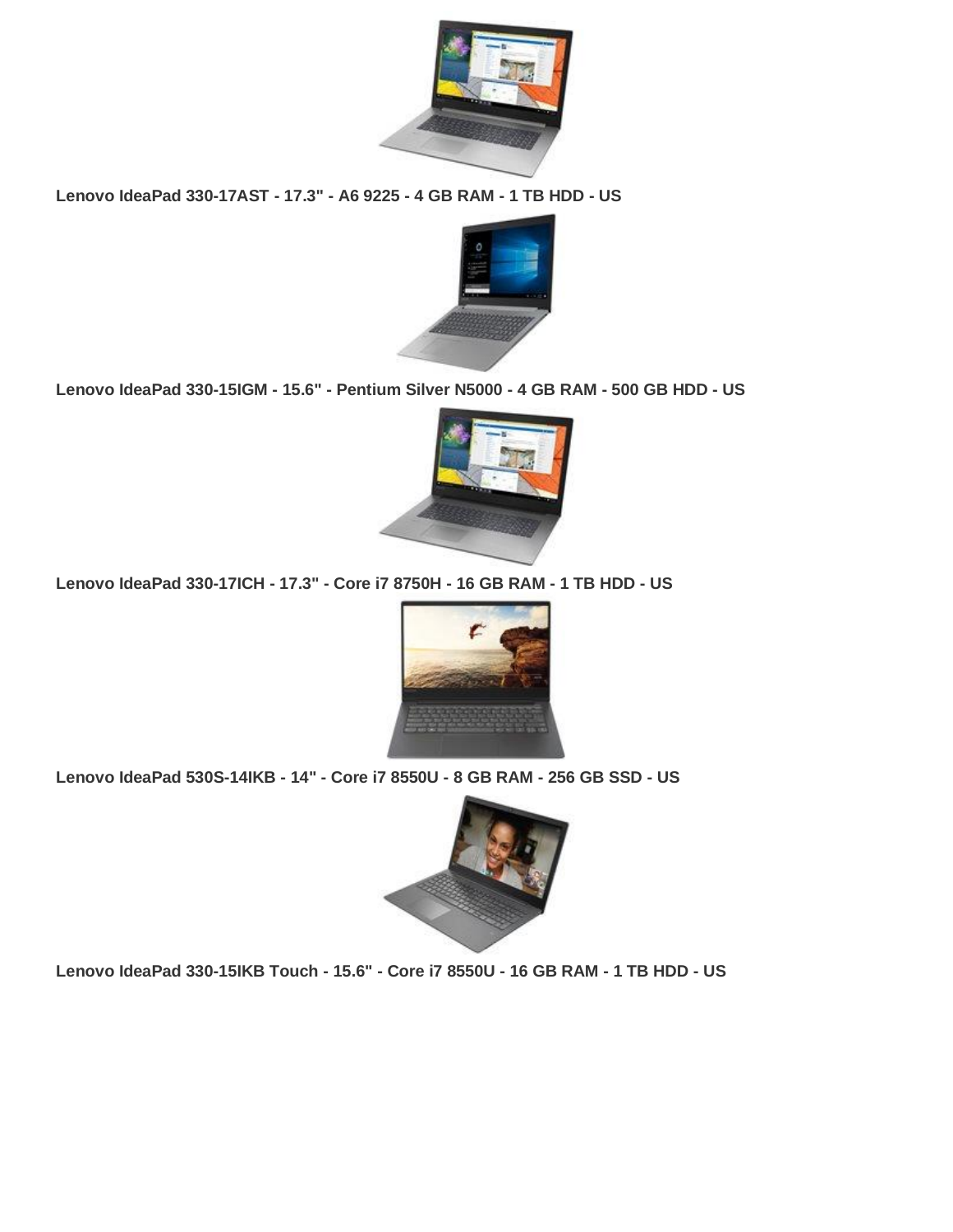**Lenovo IdeaPad 330-17AST - 17.3" - A6 9225 - 4 GB RAM - 1 TB HDD - US**

**Lenovo IdeaPad 330-15IGM - 15.6" - Pentium Silver N5000 - 4 GB RAM - 500 GB HDD - US**

**Lenovo IdeaPad 330-17ICH - 17.3" - Core i7 8750H - 16 GB RAM - 1 TB HDD - US**

**Lenovo IdeaPad 530S-14IKB - 14" - Core i7 8550U - 8 GB RAM - 256 GB SSD - US**

**Lenovo IdeaPad 330-15IKB Touch - 15.6" - Core i7 8550U - 16 GB RAM - 1 TB HDD - US**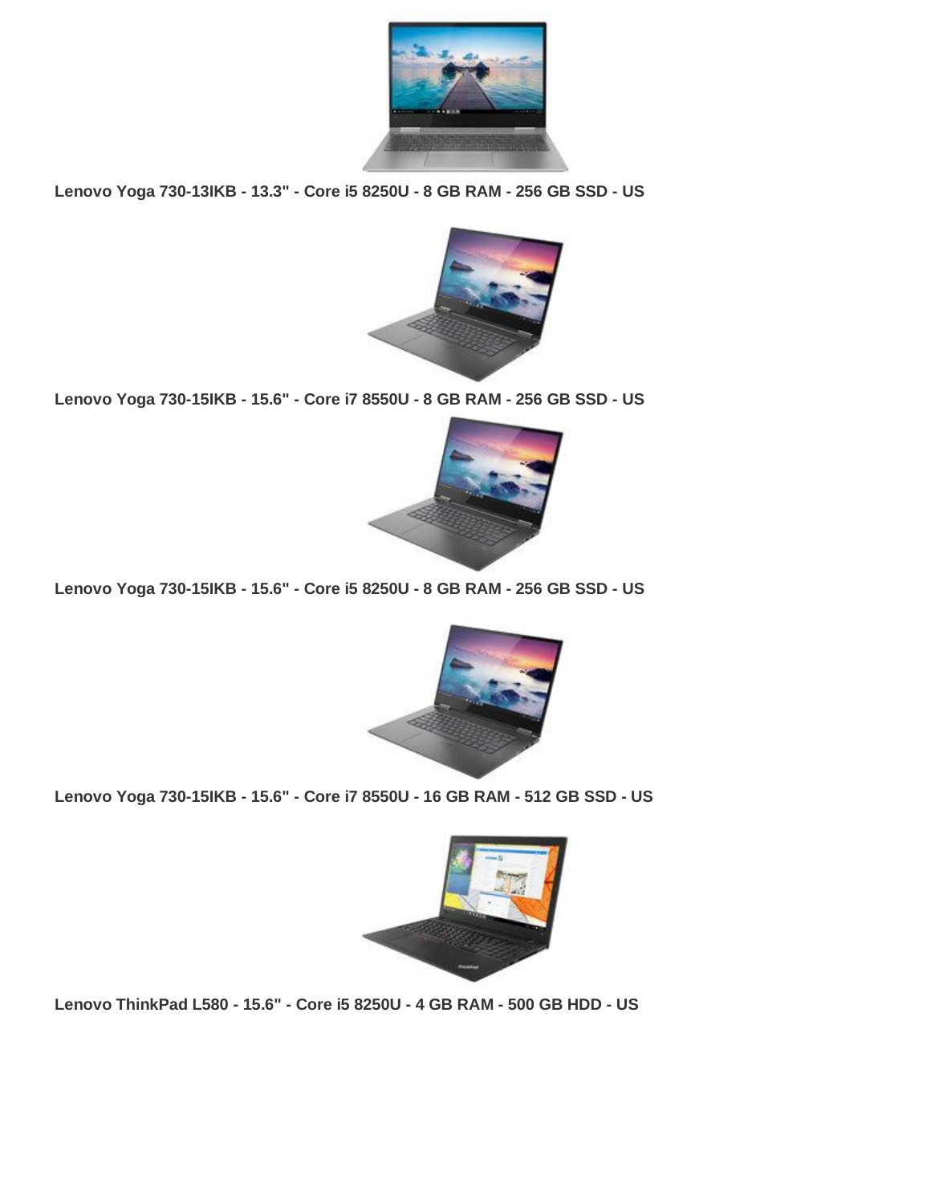**Lenovo Yoga 730-13IKB - 13.3" - Core i5 8250U - 8 GB RAM - 256 GB SSD - US**

**Lenovo Yoga 730-15IKB - 15.6" - Core i7 8550U - 8 GB RAM - 256 GB SSD - US**

**Lenovo Yoga 730-15IKB - 15.6" - Core i5 8250U - 8 GB RAM - 256 GB SSD - US**

**Lenovo Yoga 730-15IKB - 15.6" - Core i7 8550U - 16 GB RAM - 512 GB SSD - US**

**Lenovo ThinkPad L580 - 15.6" - Core i5 8250U - 4 GB RAM - 500 GB HDD - US**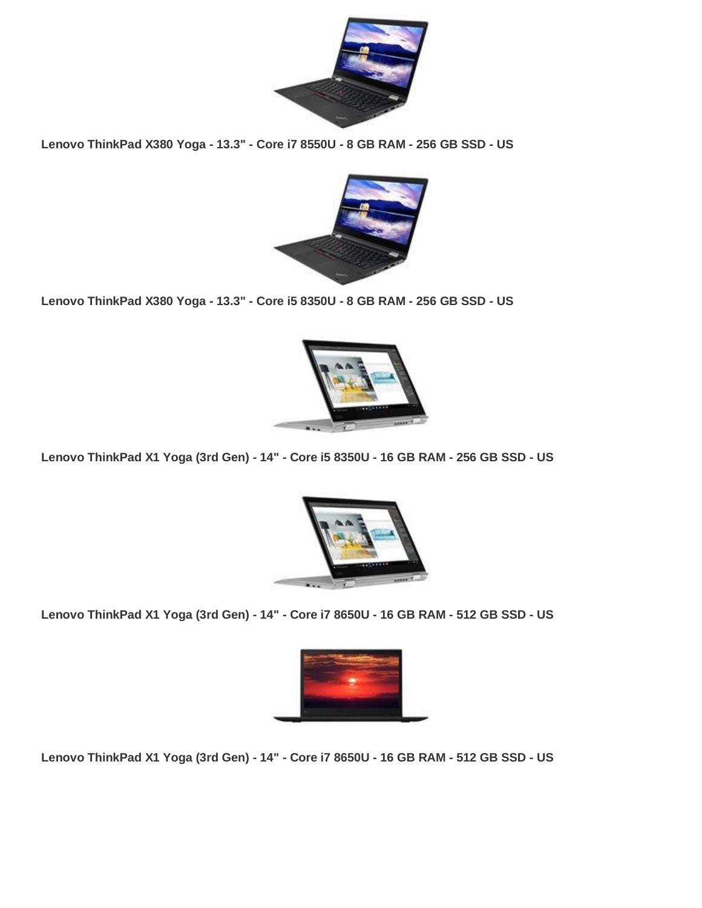**Lenovo ThinkPad X380 Yoga - 13.3" - Core i7 8550U - 8 GB RAM - 256 GB SSD - US**

**Lenovo ThinkPad X380 Yoga - 13.3" - Core i5 8350U - 8 GB RAM - 256 GB SSD - US**

**Lenovo ThinkPad X1 Yoga (3rd Gen) - 14" - Core i5 8350U - 16 GB RAM - 256 GB SSD - US**

**Lenovo ThinkPad X1 Yoga (3rd Gen) - 14" - Core i7 8650U - 16 GB RAM - 512 GB SSD - US**

**Lenovo ThinkPad X1 Yoga (3rd Gen) - 14" - Core i7 8650U - 16 GB RAM - 512 GB SSD - US**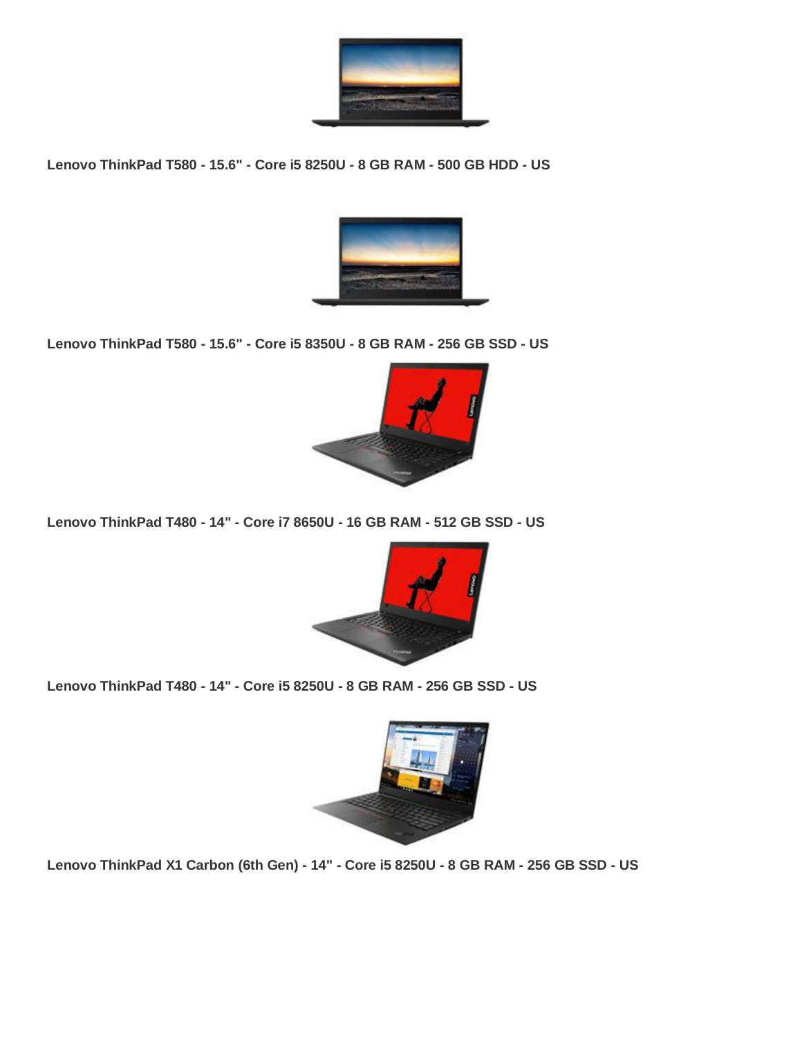**Lenovo ThinkPad T580 - 15.6" - Core i5 8250U - 8 GB RAM - 500 GB HDD - US**

**Lenovo ThinkPad T580 - 15.6" - Core i5 8350U - 8 GB RAM - 256 GB SSD - US**

**Lenovo ThinkPad T480 - 14" - Core i7 8650U - 16 GB RAM - 512 GB SSD - US**

**Lenovo ThinkPad T480 - 14" - Core i5 8250U - 8 GB RAM - 256 GB SSD - US**

**Lenovo ThinkPad X1 Carbon (6th Gen) - 14" - Core i5 8250U - 8 GB RAM - 256 GB SSD - US**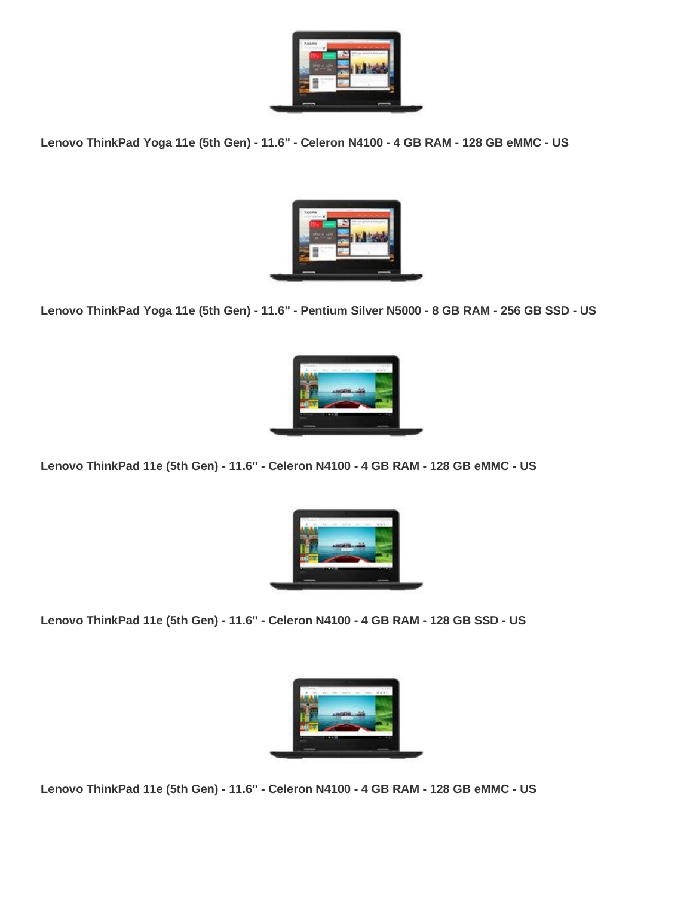**Lenovo ThinkPad Yoga 11e (5th Gen) - 11.6" - Celeron N4100 - 4 GB RAM - 128 GB eMMC - US**

**Lenovo ThinkPad Yoga 11e (5th Gen) - 11.6" - Pentium Silver N5000 - 8 GB RAM - 256 GB SSD - US**

**Lenovo ThinkPad 11e (5th Gen) - 11.6" - Celeron N4100 - 4 GB RAM - 128 GB eMMC - US**

**Lenovo ThinkPad 11e (5th Gen) - 11.6" - Celeron N4100 - 4 GB RAM - 128 GB SSD - US**

**Lenovo ThinkPad 11e (5th Gen) - 11.6" - Celeron N4100 - 4 GB RAM - 128 GB eMMC - US**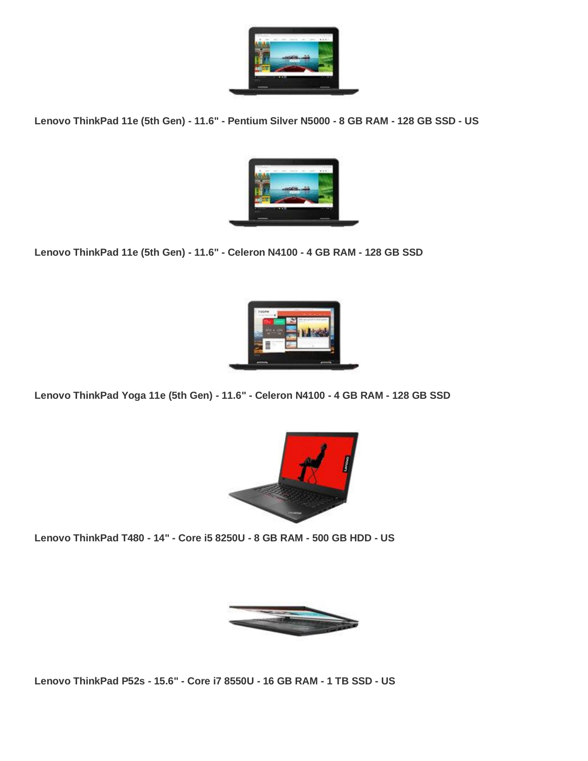**Lenovo ThinkPad 11e (5th Gen) - 11.6" - Pentium Silver N5000 - 8 GB RAM - 128 GB SSD - US**

**Lenovo ThinkPad 11e (5th Gen) - 11.6" - Celeron N4100 - 4 GB RAM - 128 GB SSD**

**Lenovo ThinkPad Yoga 11e (5th Gen) - 11.6" - Celeron N4100 - 4 GB RAM - 128 GB SSD**

**Lenovo ThinkPad T480 - 14" - Core i5 8250U - 8 GB RAM - 500 GB HDD - US**

**Lenovo ThinkPad P52s - 15.6" - Core i7 8550U - 16 GB RAM - 1 TB SSD - US**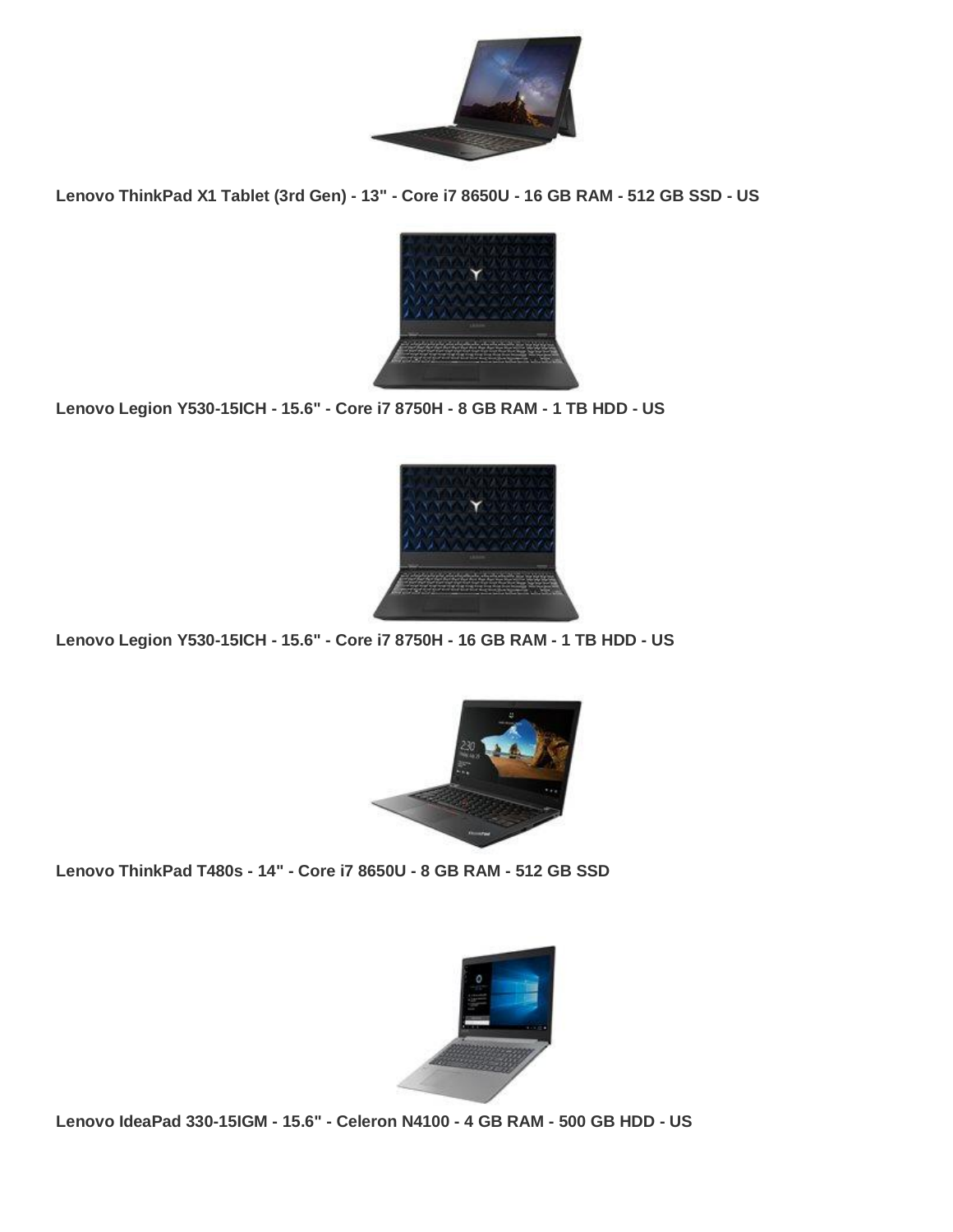**Lenovo ThinkPad X1 Tablet (3rd Gen) - 13" - Core i7 8650U - 16 GB RAM - 512 GB SSD - US**

**Lenovo Legion Y530-15ICH - 15.6" - Core i7 8750H - 8 GB RAM - 1 TB HDD - US**

**Lenovo Legion Y530-15ICH - 15.6" - Core i7 8750H - 16 GB RAM - 1 TB HDD - US**

**Lenovo ThinkPad T480s - 14" - Core i7 8650U - 8 GB RAM - 512 GB SSD**

**Lenovo IdeaPad 330-15IGM - 15.6" - Celeron N4100 - 4 GB RAM - 500 GB HDD - US**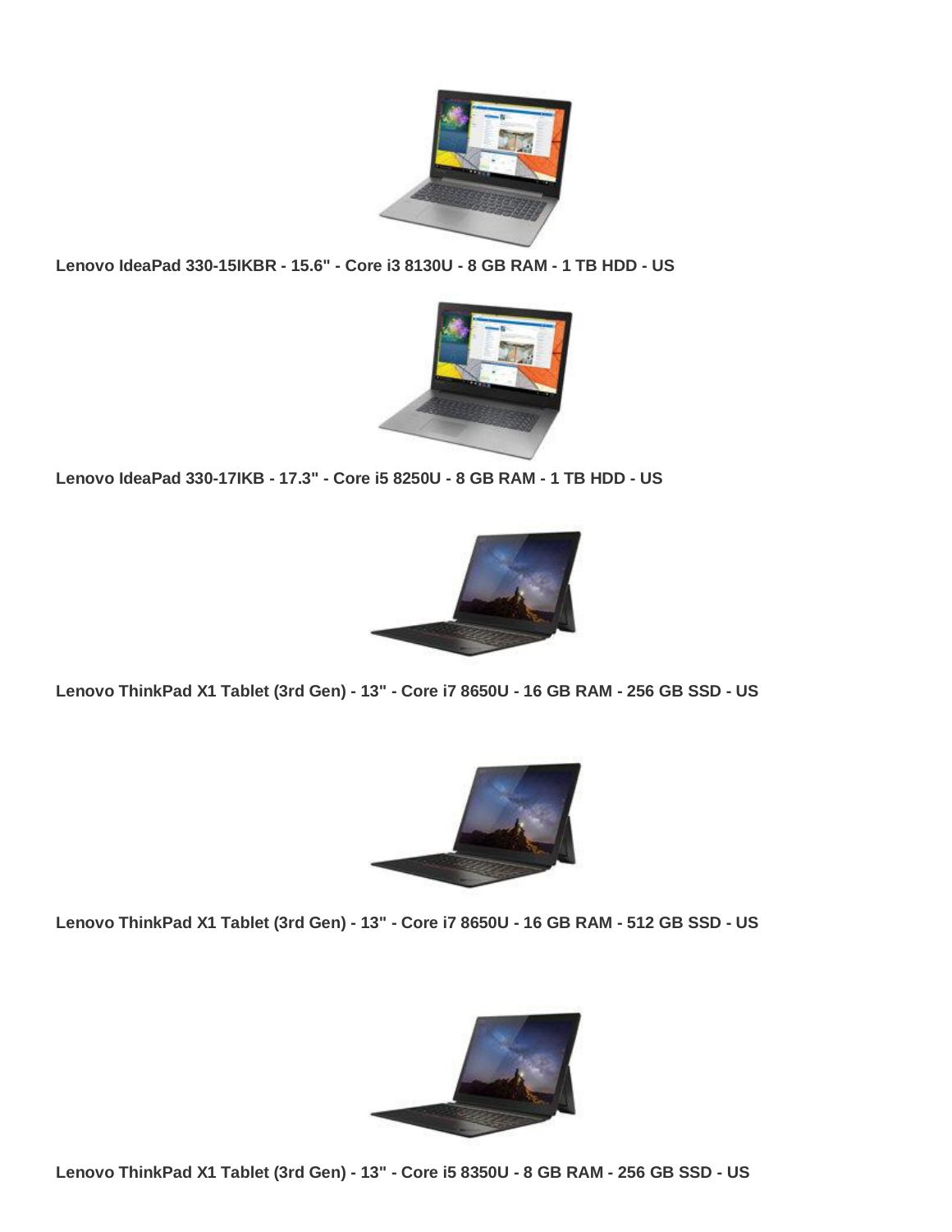**Lenovo IdeaPad 330-15IKBR - 15.6" - Core i3 8130U - 8 GB RAM - 1 TB HDD - US**

**Lenovo IdeaPad 330-17IKB - 17.3" - Core i5 8250U - 8 GB RAM - 1 TB HDD - US**

**Lenovo ThinkPad X1 Tablet (3rd Gen) - 13" - Core i7 8650U - 16 GB RAM - 256 GB SSD - US**

**Lenovo ThinkPad X1 Tablet (3rd Gen) - 13" - Core i7 8650U - 16 GB RAM - 512 GB SSD - US**

**Lenovo ThinkPad X1 Tablet (3rd Gen) - 13" - Core i5 8350U - 8 GB RAM - 256 GB SSD - US**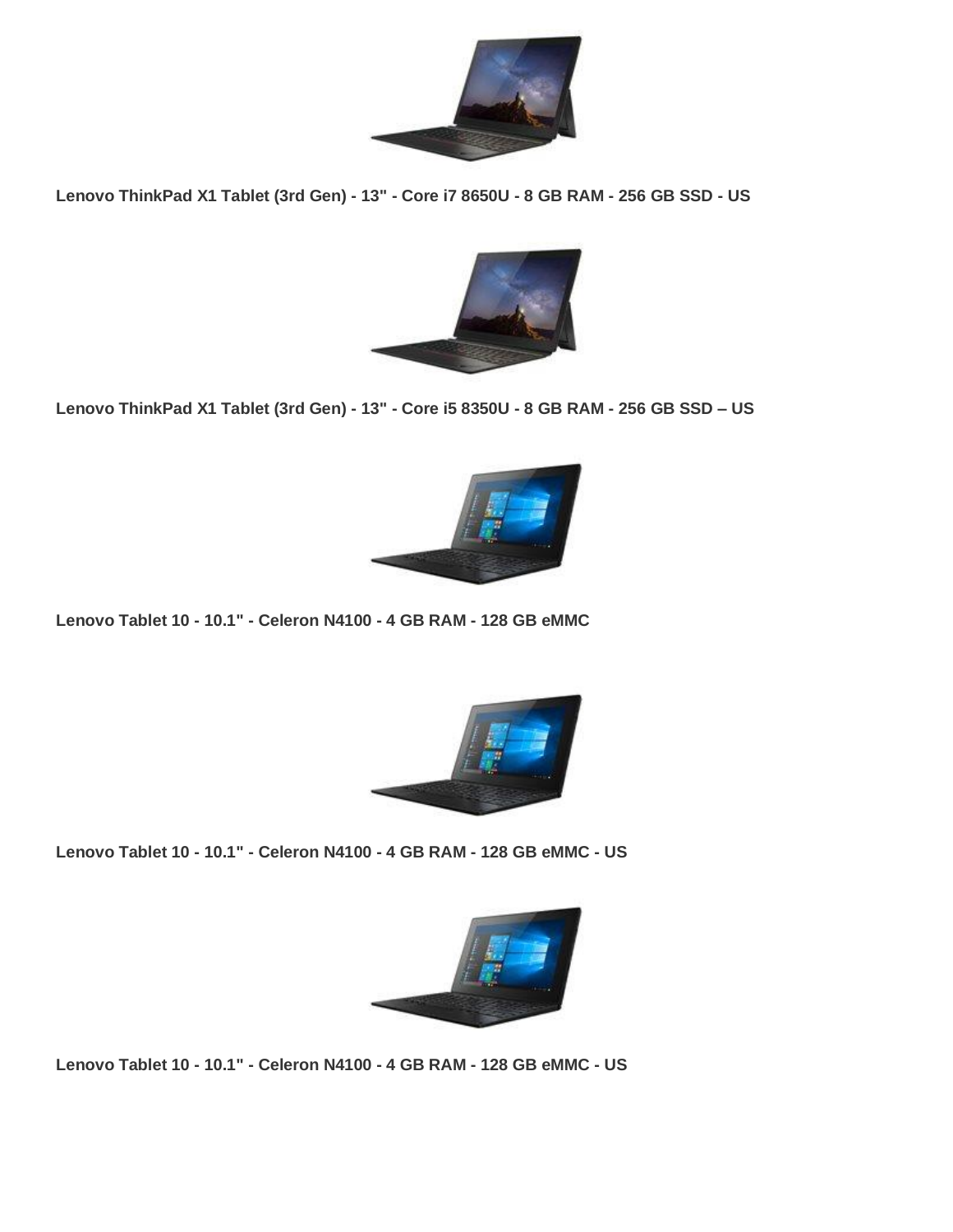**Lenovo ThinkPad X1 Tablet (3rd Gen) - 13" - Core i7 8650U - 8 GB RAM - 256 GB SSD - US**

**Lenovo ThinkPad X1 Tablet (3rd Gen) - 13" - Core i5 8350U - 8 GB RAM - 256 GB SSD – US**

**Lenovo Tablet 10 - 10.1" - Celeron N4100 - 4 GB RAM - 128 GB eMMC**

**Lenovo Tablet 10 - 10.1" - Celeron N4100 - 4 GB RAM - 128 GB eMMC - US**

**Lenovo Tablet 10 - 10.1" - Celeron N4100 - 4 GB RAM - 128 GB eMMC - US**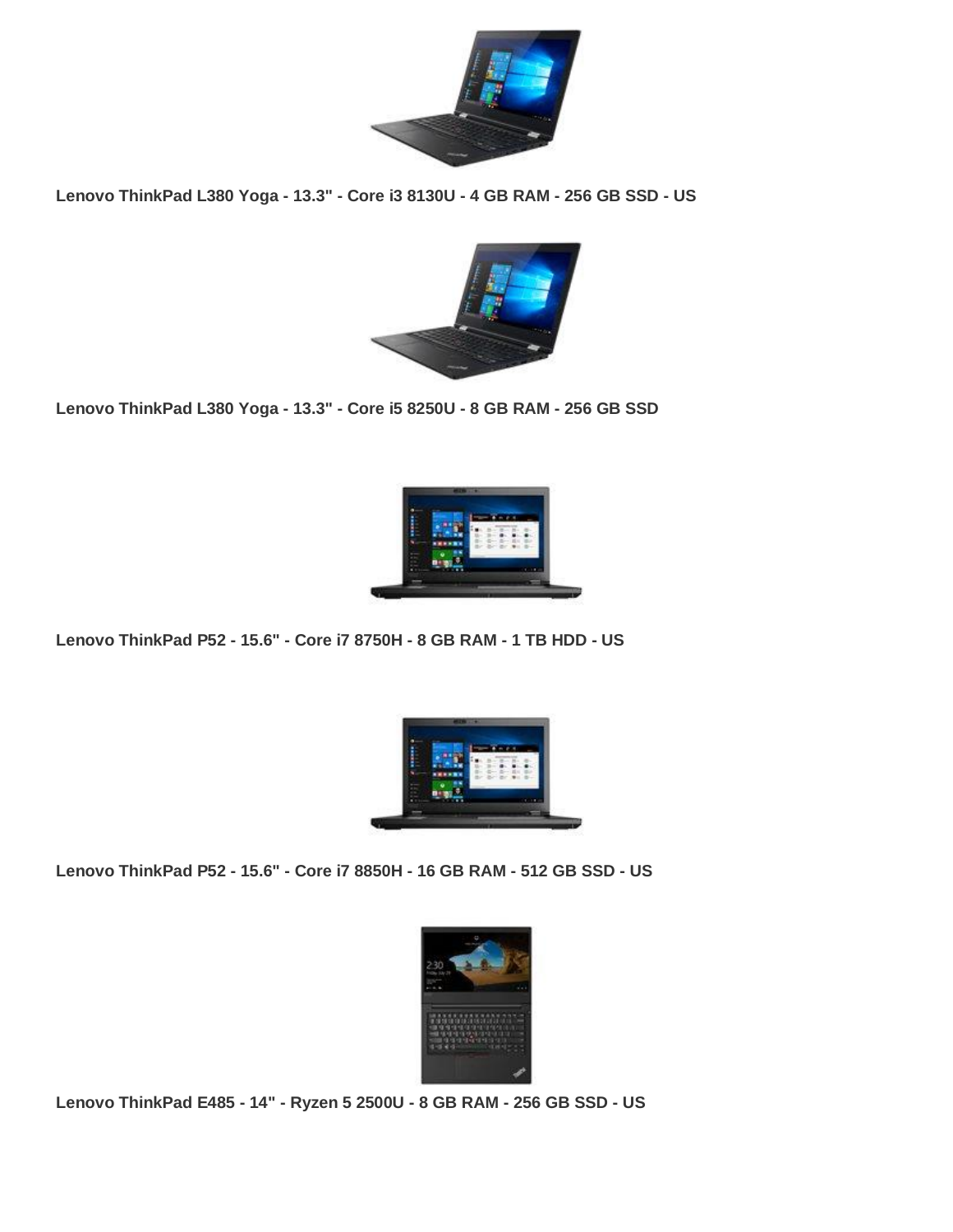**Lenovo ThinkPad L380 Yoga - 13.3" - Core i3 8130U - 4 GB RAM - 256 GB SSD - US**

**Lenovo ThinkPad L380 Yoga - 13.3" - Core i5 8250U - 8 GB RAM - 256 GB SSD**

**Lenovo ThinkPad P52 - 15.6" - Core i7 8750H - 8 GB RAM - 1 TB HDD - US**

**Lenovo ThinkPad P52 - 15.6" - Core i7 8850H - 16 GB RAM - 512 GB SSD - US**

**Lenovo ThinkPad E485 - 14" - Ryzen 5 2500U - 8 GB RAM - 256 GB SSD - US**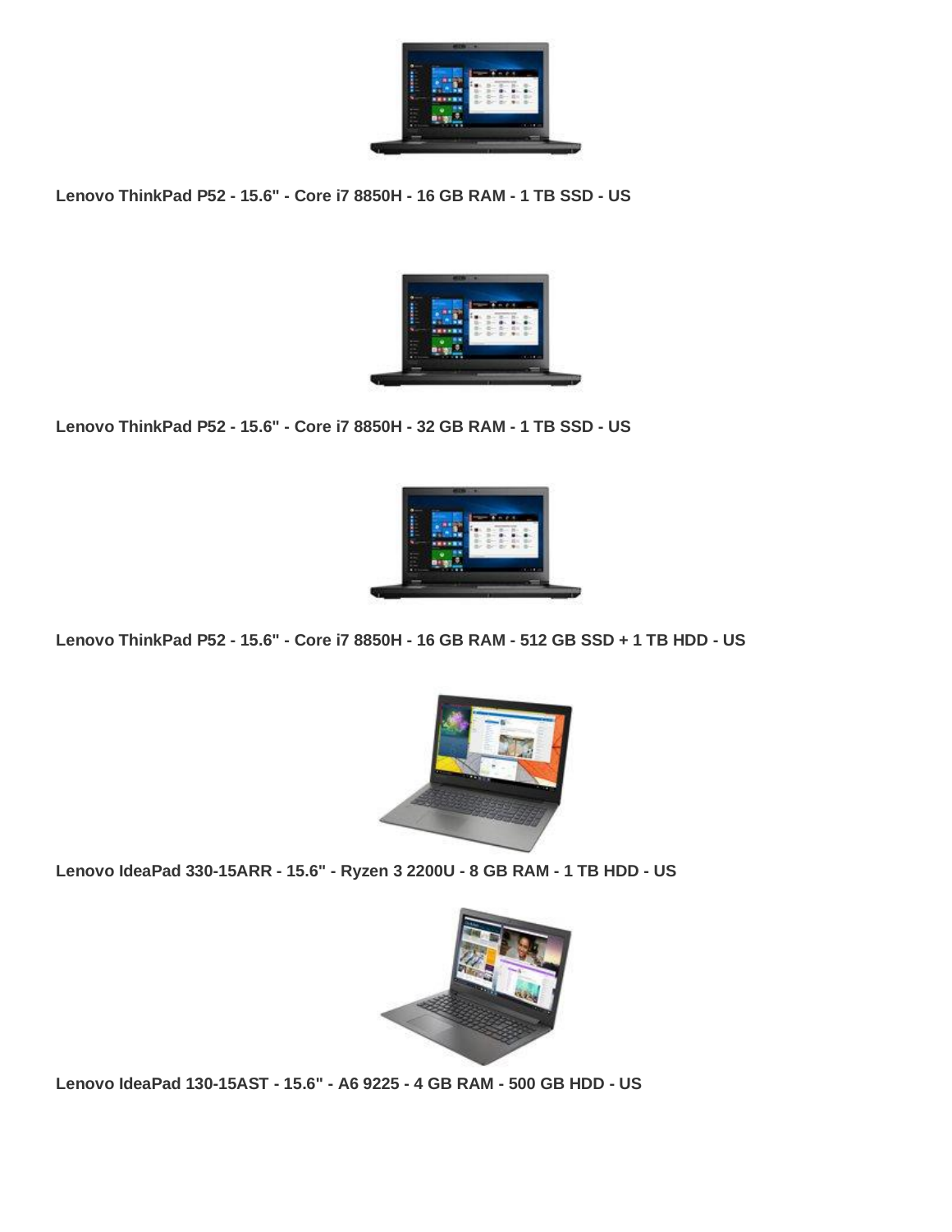**Lenovo ThinkPad P52 - 15.6" - Core i7 8850H - 16 GB RAM - 1 TB SSD - US**

**Lenovo ThinkPad P52 - 15.6" - Core i7 8850H - 32 GB RAM - 1 TB SSD - US**

**Lenovo ThinkPad P52 - 15.6" - Core i7 8850H - 16 GB RAM - 512 GB SSD + 1 TB HDD - US**

**Lenovo IdeaPad 330-15ARR - 15.6" - Ryzen 3 2200U - 8 GB RAM - 1 TB HDD - US**

**Lenovo IdeaPad 130-15AST - 15.6" - A6 9225 - 4 GB RAM - 500 GB HDD - US**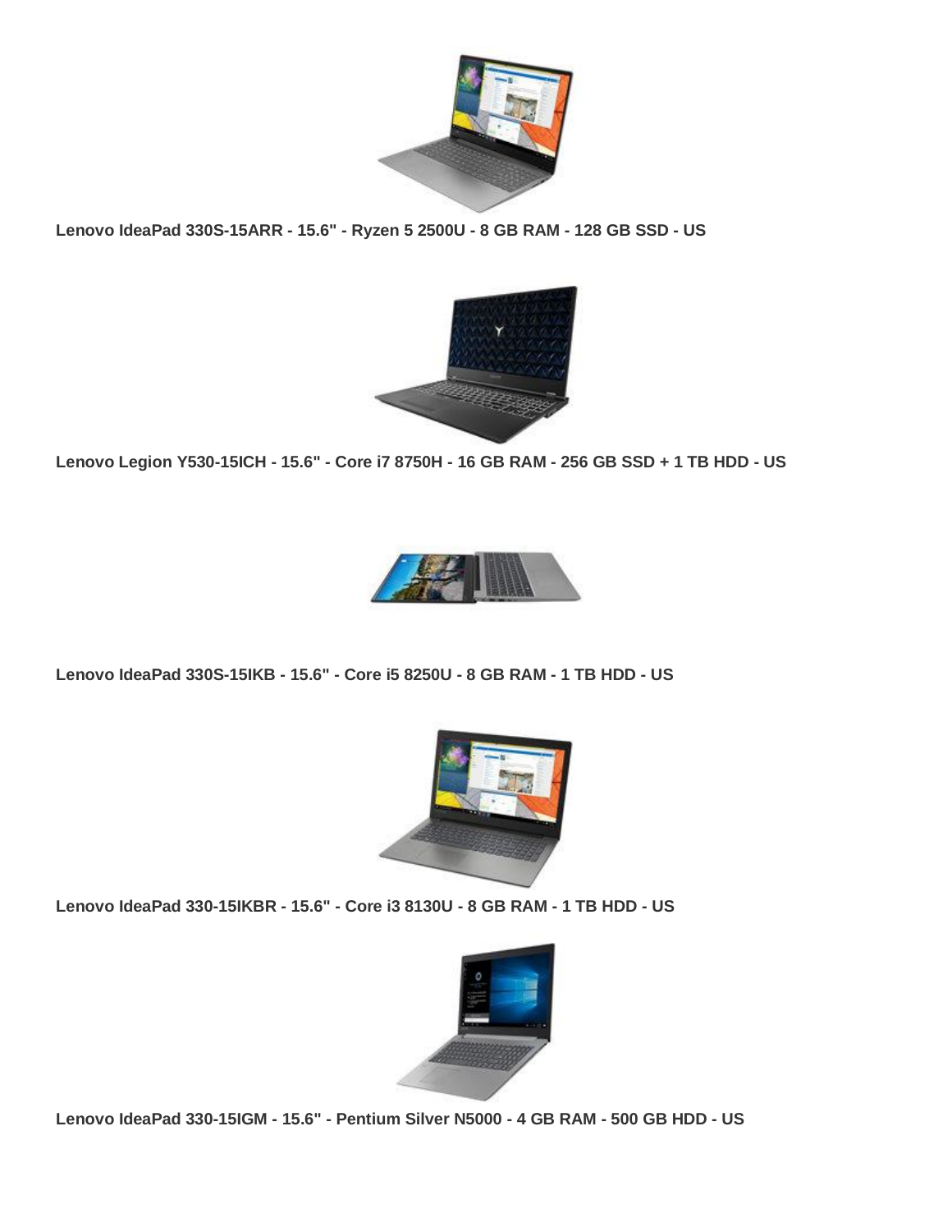**Lenovo IdeaPad 330S-15ARR - 15.6" - Ryzen 5 2500U - 8 GB RAM - 128 GB SSD - US**

**Lenovo Legion Y530-15ICH - 15.6" - Core i7 8750H - 16 GB RAM - 256 GB SSD + 1 TB HDD - US**

**Lenovo IdeaPad 330S-15IKB - 15.6" - Core i5 8250U - 8 GB RAM - 1 TB HDD - US**

**Lenovo IdeaPad 330-15IKBR - 15.6" - Core i3 8130U - 8 GB RAM - 1 TB HDD - US**

**Lenovo IdeaPad 330-15IGM - 15.6" - Pentium Silver N5000 - 4 GB RAM - 500 GB HDD - US**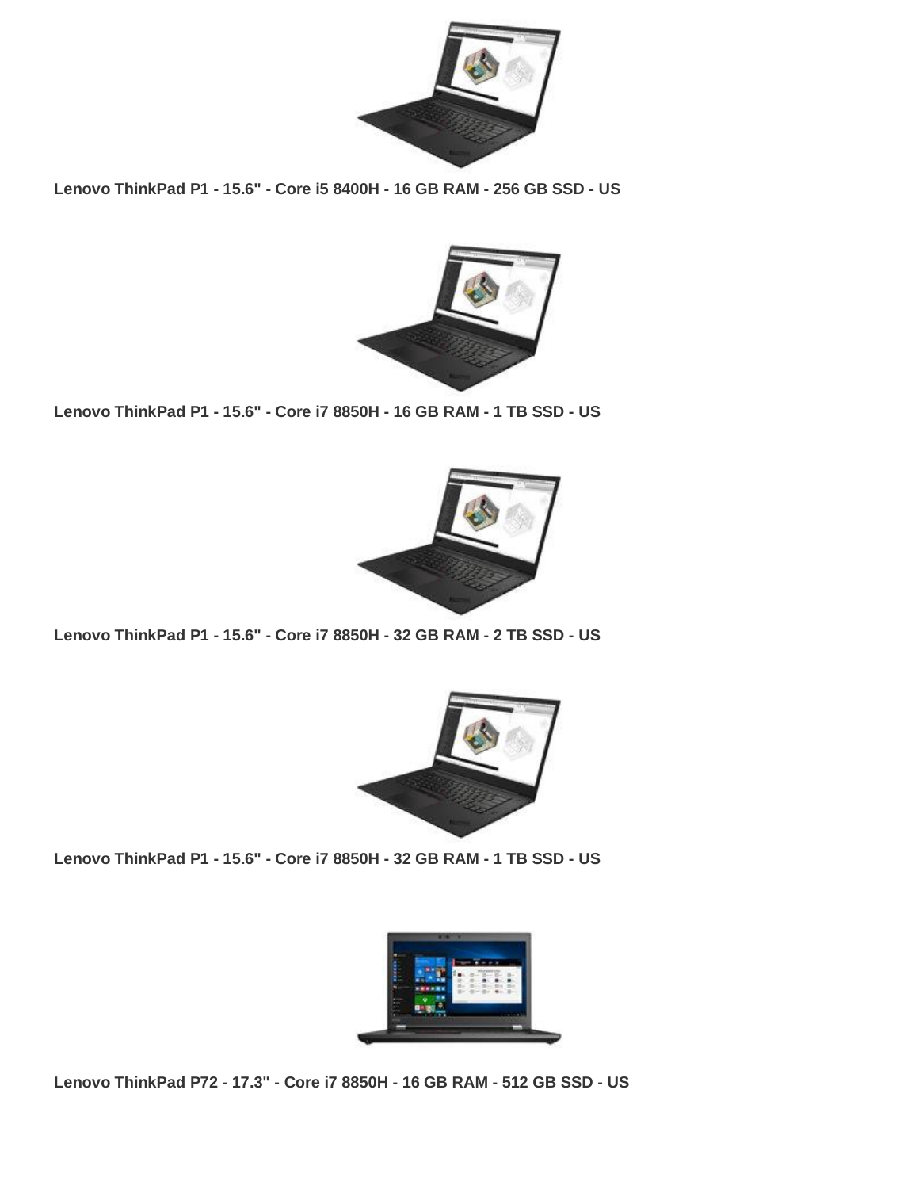**Lenovo ThinkPad P1 - 15.6" - Core i5 8400H - 16 GB RAM - 256 GB SSD - US**

**Lenovo ThinkPad P1 - 15.6" - Core i7 8850H - 16 GB RAM - 1 TB SSD - US**

**Lenovo ThinkPad P1 - 15.6" - Core i7 8850H - 32 GB RAM - 2 TB SSD - US**

**Lenovo ThinkPad P1 - 15.6" - Core i7 8850H - 32 GB RAM - 1 TB SSD - US**

**Lenovo ThinkPad P72 - 17.3" - Core i7 8850H - 16 GB RAM - 512 GB SSD - US**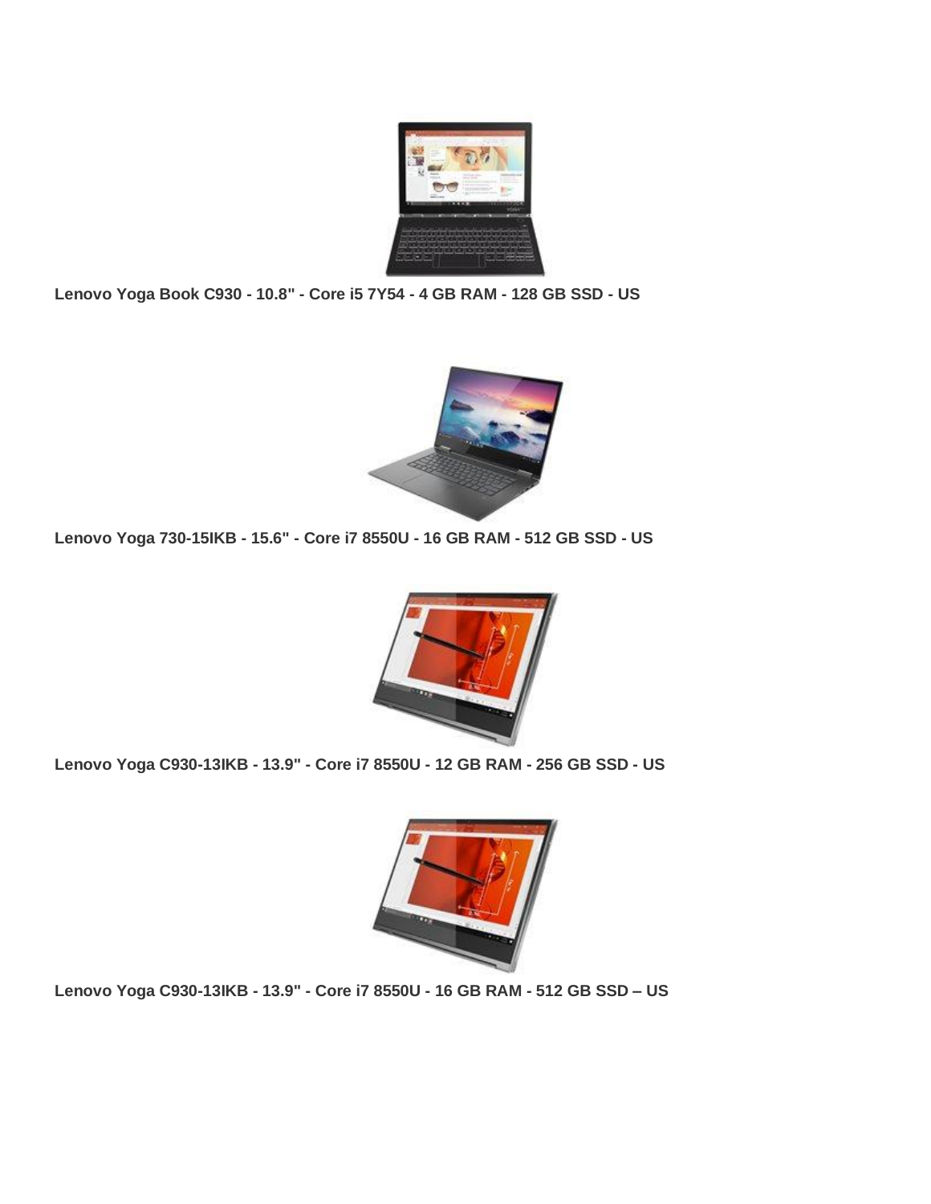**Lenovo Yoga Book C930 - 10.8" - Core i5 7Y54 - 4 GB RAM - 128 GB SSD - US**

**Lenovo Yoga 730-15IKB - 15.6" - Core i7 8550U - 16 GB RAM - 512 GB SSD - US**

**Lenovo Yoga C930-13IKB - 13.9" - Core i7 8550U - 12 GB RAM - 256 GB SSD - US**

**Lenovo Yoga C930-13IKB - 13.9" - Core i7 8550U - 16 GB RAM - 512 GB SSD – US**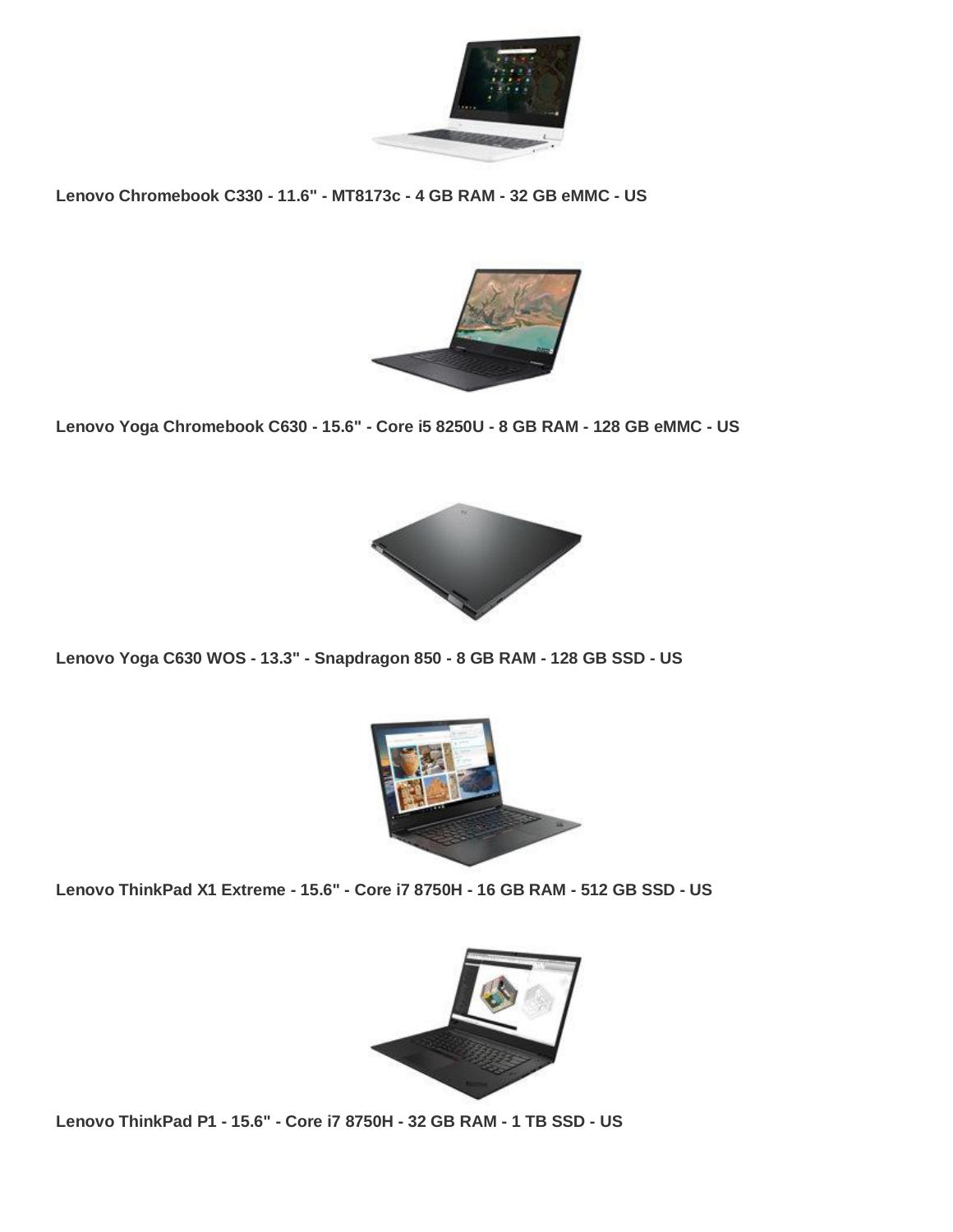**Lenovo Chromebook C330 - 11.6" - MT8173c - 4 GB RAM - 32 GB eMMC - US**

**Lenovo Yoga Chromebook C630 - 15.6" - Core i5 8250U - 8 GB RAM - 128 GB eMMC - US**

**Lenovo Yoga C630 WOS - 13.3" - Snapdragon 850 - 8 GB RAM - 128 GB SSD - US**

**Lenovo ThinkPad X1 Extreme - 15.6" - Core i7 8750H - 16 GB RAM - 512 GB SSD - US**

**Lenovo ThinkPad P1 - 15.6" - Core i7 8750H - 32 GB RAM - 1 TB SSD - US**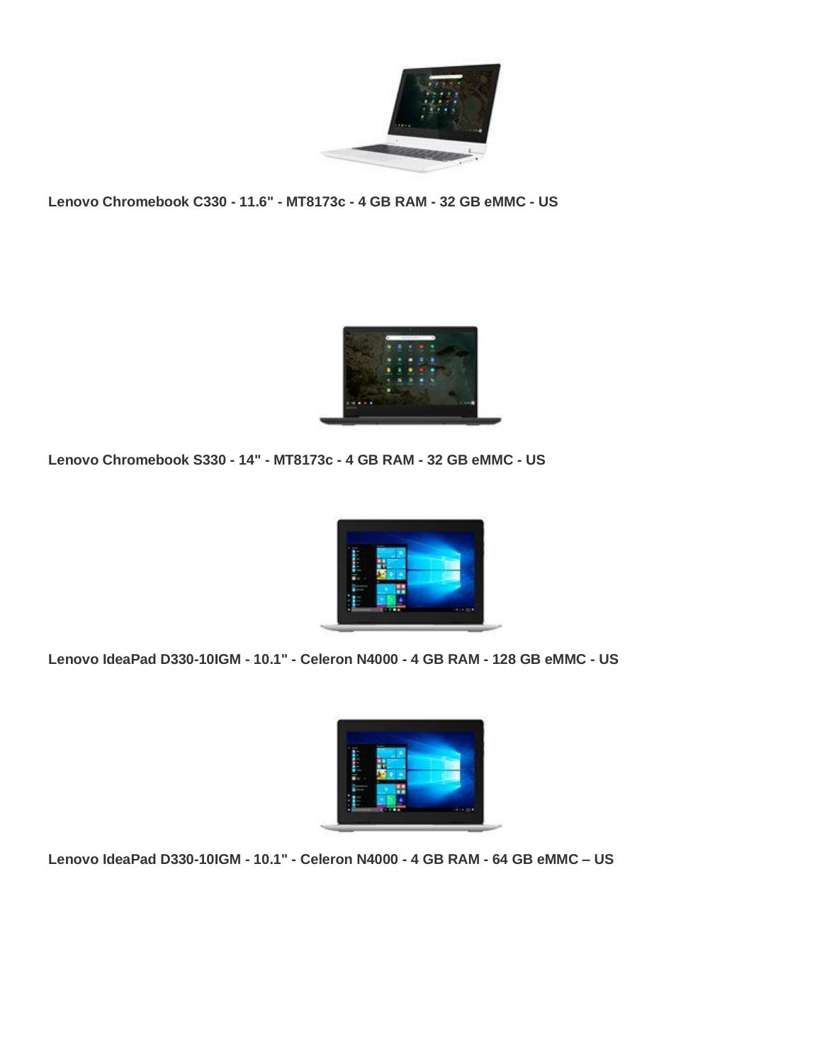**Lenovo Chromebook C330 - 11.6" - MT8173c - 4 GB RAM - 32 GB eMMC - US**

**Lenovo Chromebook S330 - 14" - MT8173c - 4 GB RAM - 32 GB eMMC - US**

**Lenovo IdeaPad D330-10IGM - 10.1" - Celeron N4000 - 4 GB RAM - 128 GB eMMC - US**

**Lenovo IdeaPad D330-10IGM - 10.1" - Celeron N4000 - 4 GB RAM - 64 GB eMMC – US**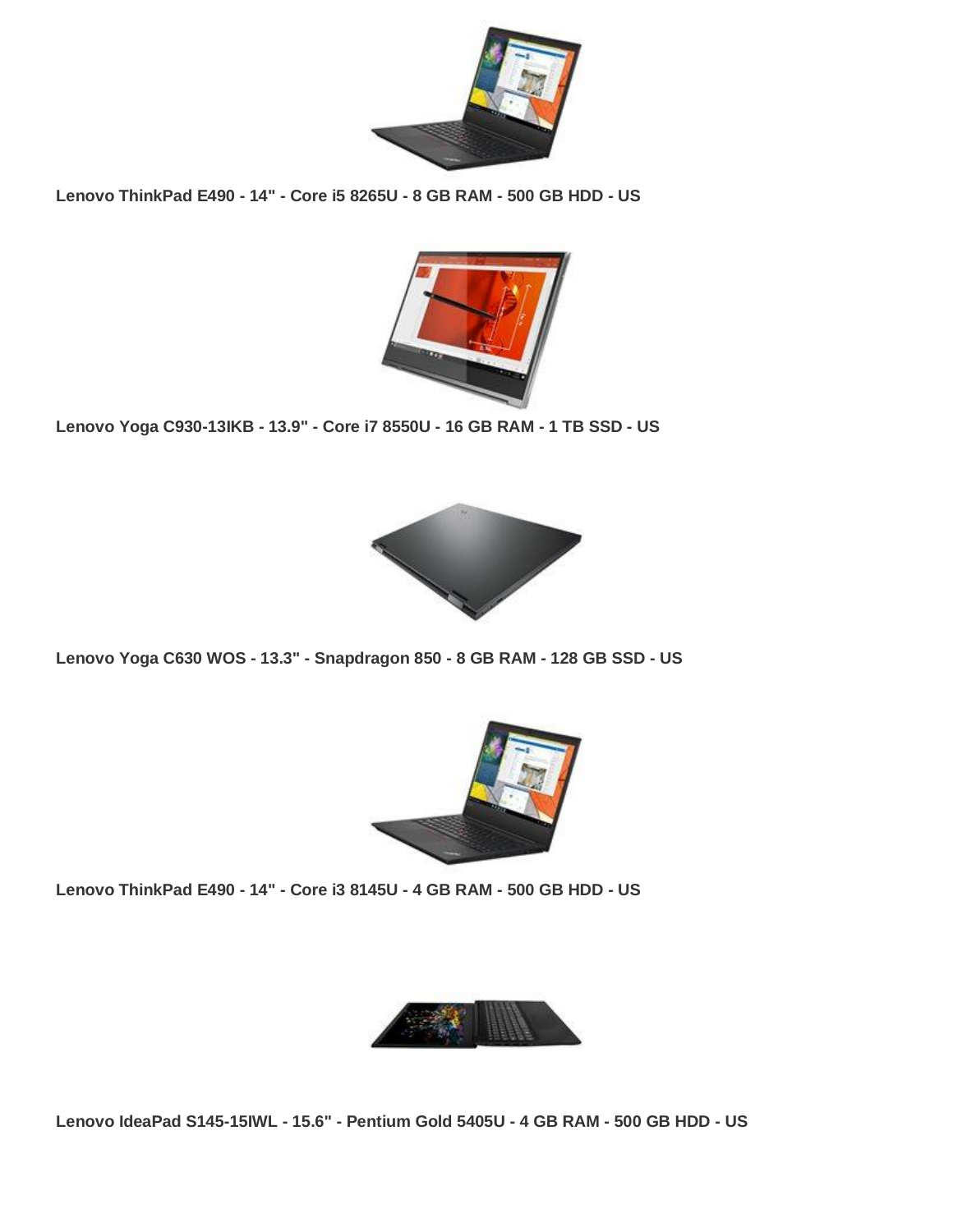**Lenovo ThinkPad E490 - 14" - Core i5 8265U - 8 GB RAM - 500 GB HDD - US**

**Lenovo Yoga C930-13IKB - 13.9" - Core i7 8550U - 16 GB RAM - 1 TB SSD - US**

**Lenovo Yoga C630 WOS - 13.3" - Snapdragon 850 - 8 GB RAM - 128 GB SSD - US**

**Lenovo ThinkPad E490 - 14" - Core i3 8145U - 4 GB RAM - 500 GB HDD - US**

**Lenovo IdeaPad S145-15IWL - 15.6" - Pentium Gold 5405U - 4 GB RAM - 500 GB HDD - US**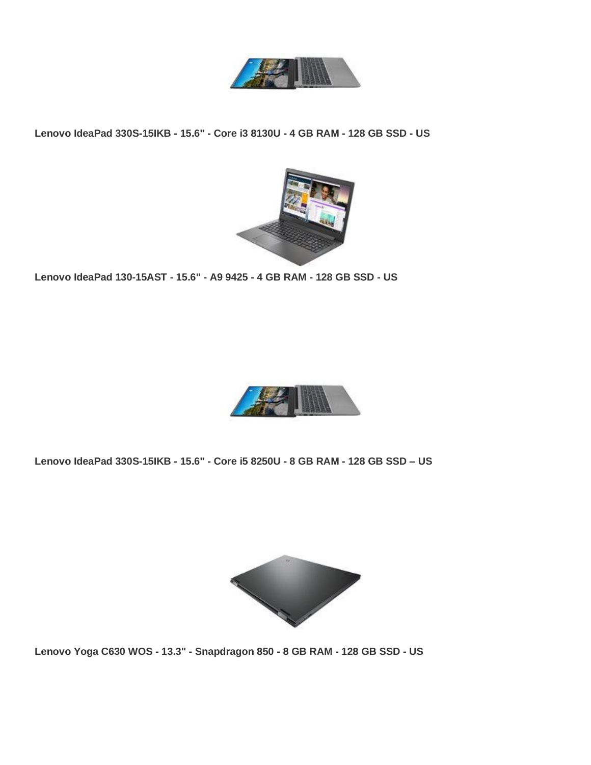**Lenovo IdeaPad 330S-15IKB - 15.6" - Core i3 8130U - 4 GB RAM - 128 GB SSD - US**

**Lenovo IdeaPad 130-15AST - 15.6" - A9 9425 - 4 GB RAM - 128 GB SSD - US**

**Lenovo IdeaPad 330S-15IKB - 15.6" - Core i5 8250U - 8 GB RAM - 128 GB SSD – US**

**Lenovo Yoga C630 WOS - 13.3" - Snapdragon 850 - 8 GB RAM - 128 GB SSD - US**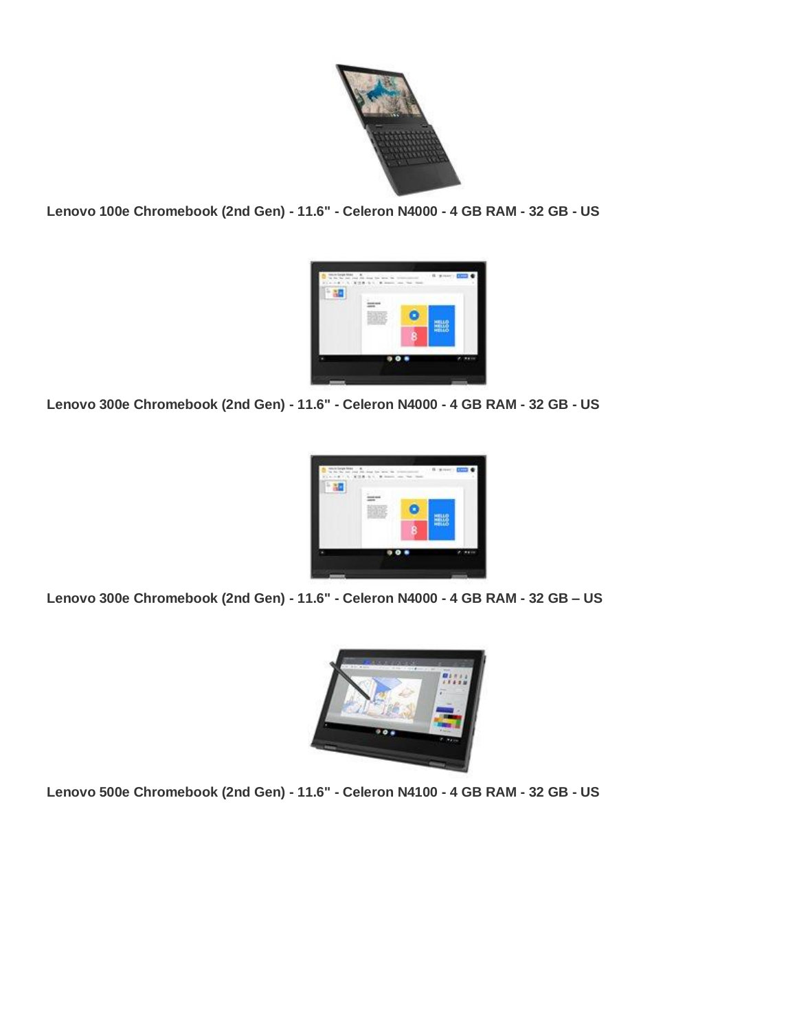**Lenovo 100e Chromebook (2nd Gen) - 11.6" - Celeron N4000 - 4 GB RAM - 32 GB - US**

**Lenovo 300e Chromebook (2nd Gen) - 11.6" - Celeron N4000 - 4 GB RAM - 32 GB - US**

**Lenovo 300e Chromebook (2nd Gen) - 11.6" - Celeron N4000 - 4 GB RAM - 32 GB – US**

**Lenovo 500e Chromebook (2nd Gen) - 11.6" - Celeron N4100 - 4 GB RAM - 32 GB - US**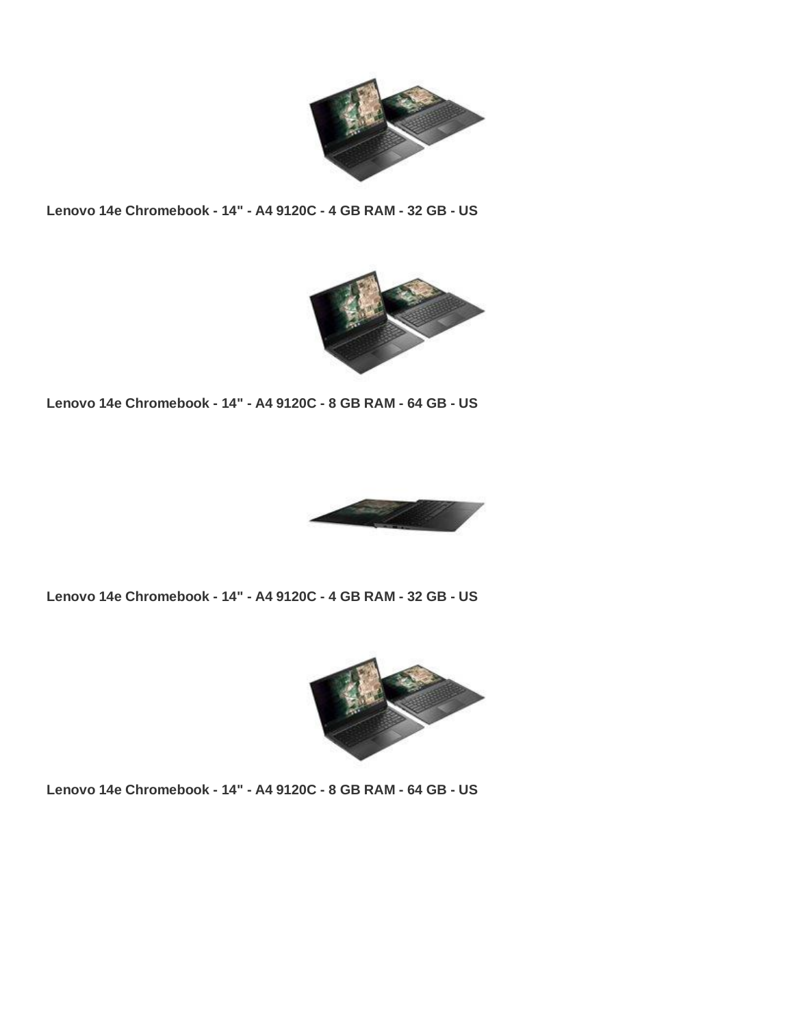**Lenovo 14e Chromebook - 14" - A4 9120C - 4 GB RAM - 32 GB - US**

**Lenovo 14e Chromebook - 14" - A4 9120C - 8 GB RAM - 64 GB - US**

**Lenovo 14e Chromebook - 14" - A4 9120C - 4 GB RAM - 32 GB - US**

**Lenovo 14e Chromebook - 14" - A4 9120C - 8 GB RAM - 64 GB - US**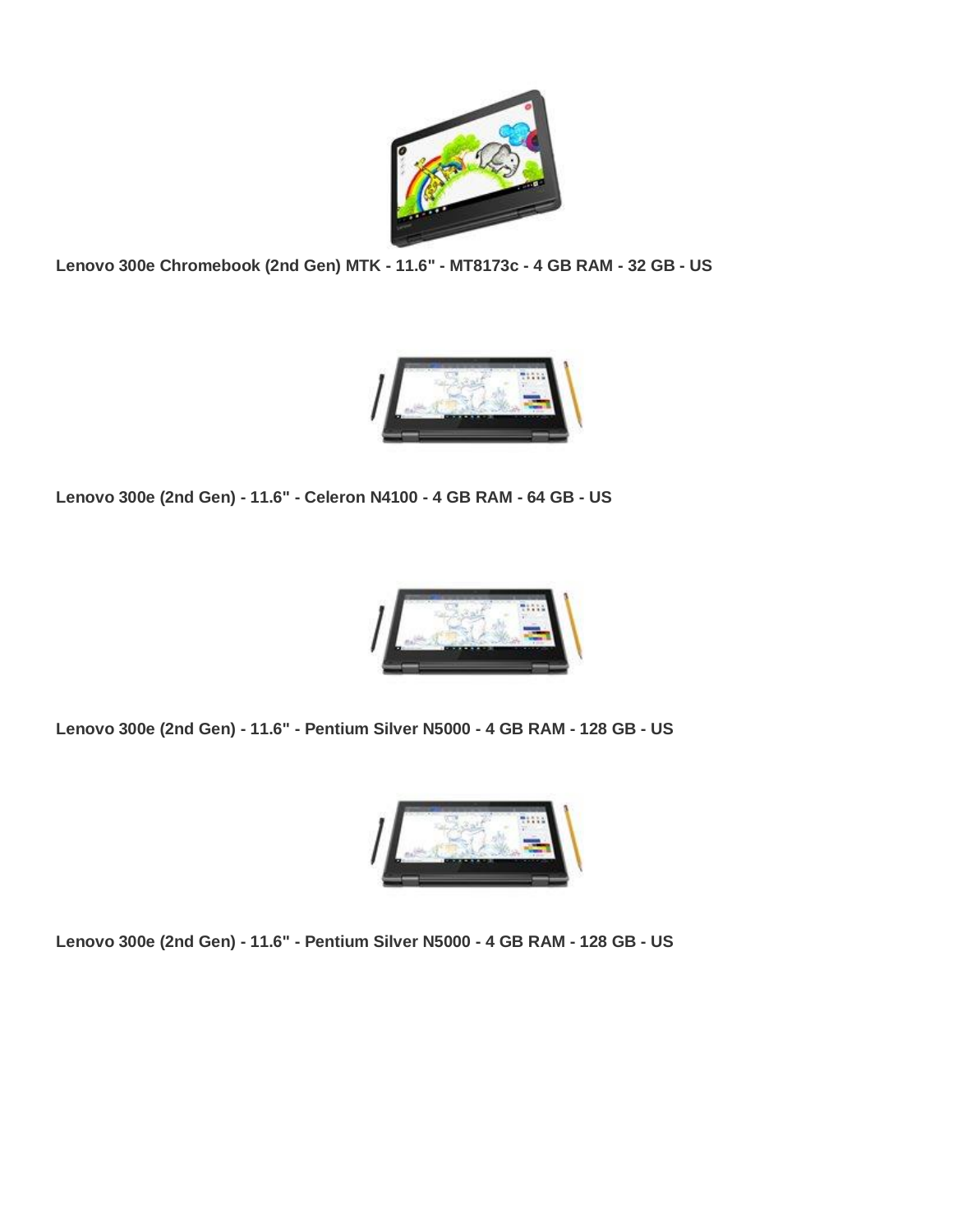**Lenovo 300e Chromebook (2nd Gen) MTK - 11.6" - MT8173c - 4 GB RAM - 32 GB - US**

**Lenovo 300e (2nd Gen) - 11.6" - Celeron N4100 - 4 GB RAM - 64 GB - US**

**Lenovo 300e (2nd Gen) - 11.6" - Pentium Silver N5000 - 4 GB RAM - 128 GB - US**

**Lenovo 300e (2nd Gen) - 11.6" - Pentium Silver N5000 - 4 GB RAM - 128 GB - US**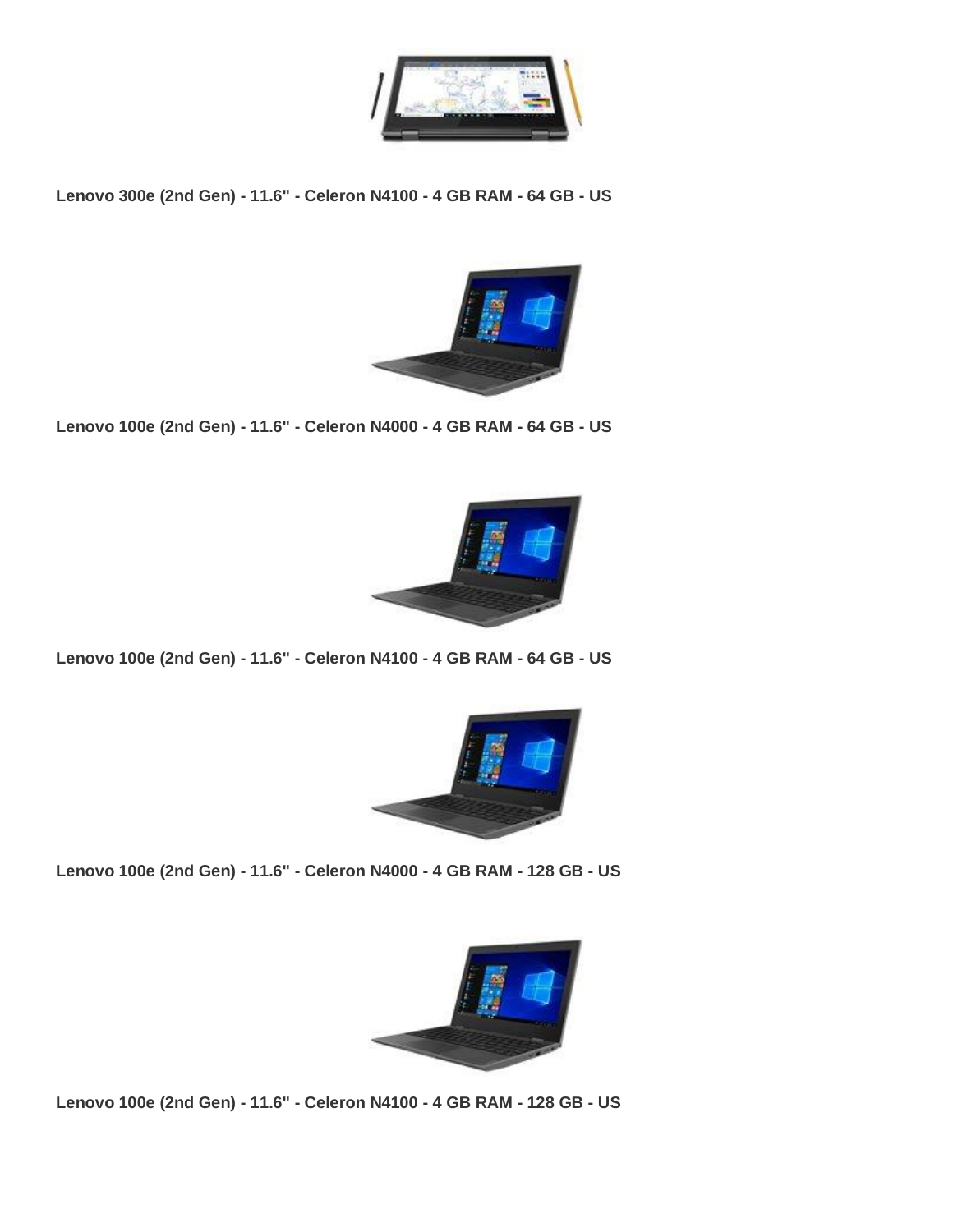**Lenovo 300e (2nd Gen) - 11.6" - Celeron N4100 - 4 GB RAM - 64 GB - US**

**Lenovo 100e (2nd Gen) - 11.6" - Celeron N4000 - 4 GB RAM - 64 GB - US**

**Lenovo 100e (2nd Gen) - 11.6" - Celeron N4100 - 4 GB RAM - 64 GB - US**

**Lenovo 100e (2nd Gen) - 11.6" - Celeron N4000 - 4 GB RAM - 128 GB - US**

**Lenovo 100e (2nd Gen) - 11.6" - Celeron N4100 - 4 GB RAM - 128 GB - US**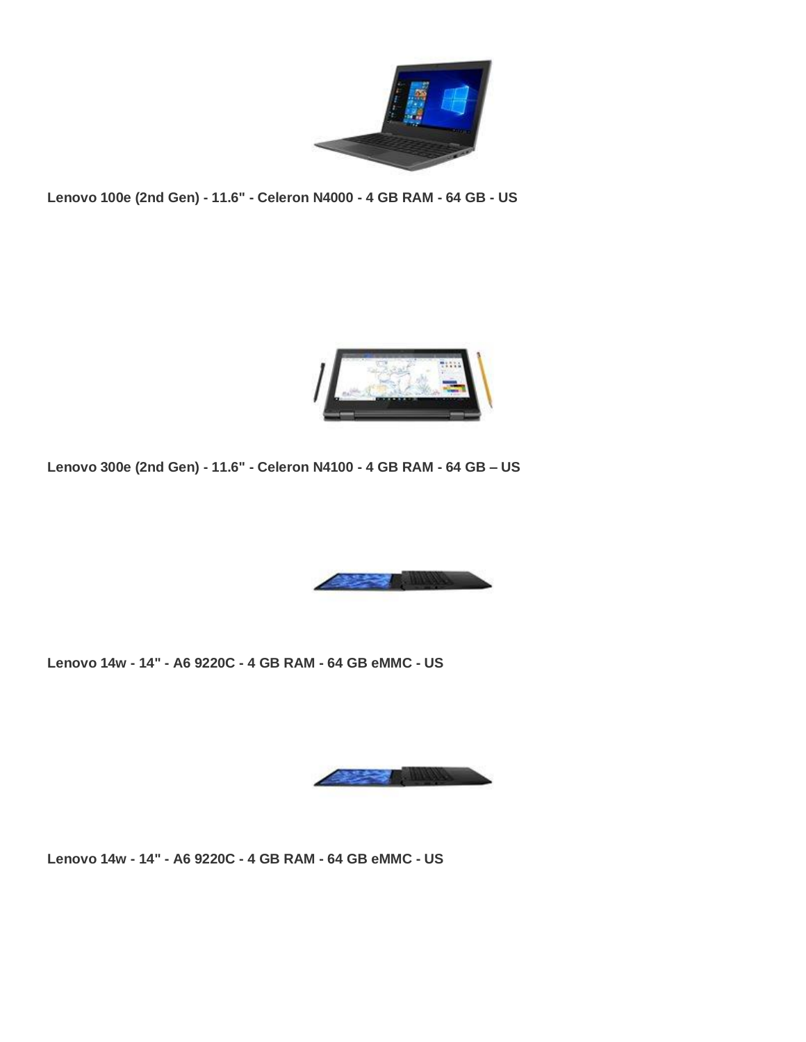**Lenovo 100e (2nd Gen) - 11.6" - Celeron N4000 - 4 GB RAM - 64 GB - US**

**Lenovo 300e (2nd Gen) - 11.6" - Celeron N4100 - 4 GB RAM - 64 GB – US**

**Lenovo 14w - 14" - A6 9220C - 4 GB RAM - 64 GB eMMC - US**

**Lenovo 14w - 14" - A6 9220C - 4 GB RAM - 64 GB eMMC - US**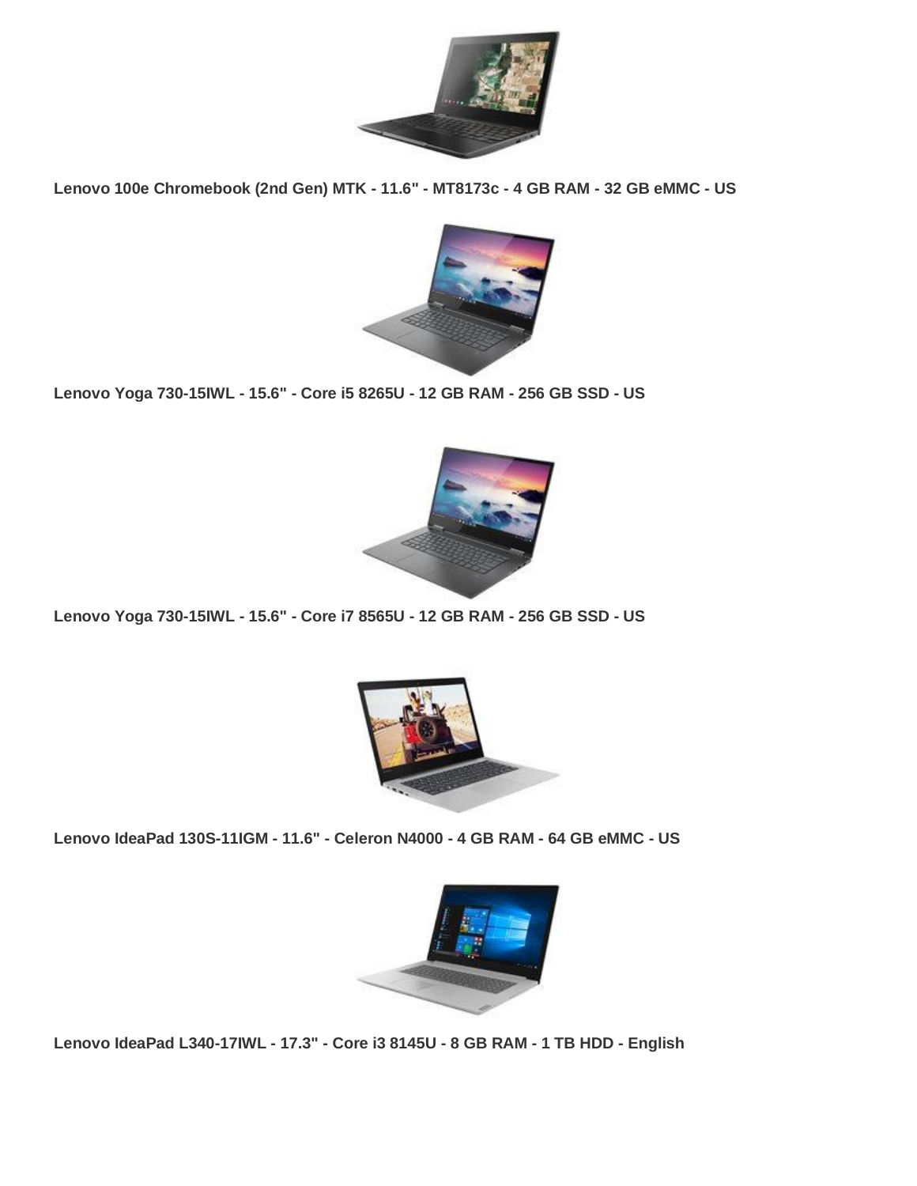**Lenovo 100e Chromebook (2nd Gen) MTK - 11.6" - MT8173c - 4 GB RAM - 32 GB eMMC - US**

**Lenovo Yoga 730-15IWL - 15.6" - Core i5 8265U - 12 GB RAM - 256 GB SSD - US**

**Lenovo Yoga 730-15IWL - 15.6" - Core i7 8565U - 12 GB RAM - 256 GB SSD - US**

**Lenovo IdeaPad 130S-11IGM - 11.6" - Celeron N4000 - 4 GB RAM - 64 GB eMMC - US**

**Lenovo IdeaPad L340-17IWL - 17.3" - Core i3 8145U - 8 GB RAM - 1 TB HDD - English**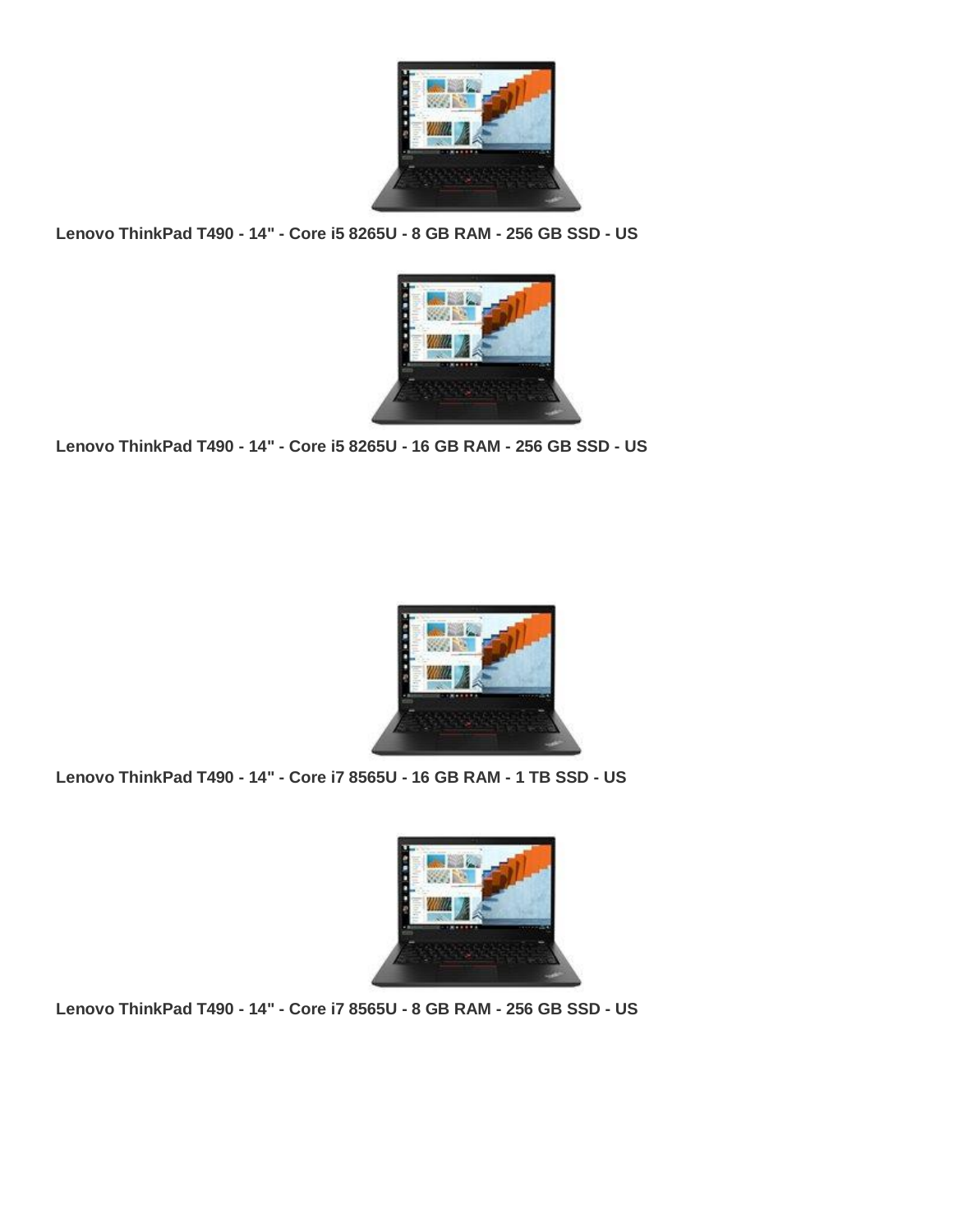**Lenovo ThinkPad T490 - 14" - Core i5 8265U - 8 GB RAM - 256 GB SSD - US**

**Lenovo ThinkPad T490 - 14" - Core i5 8265U - 16 GB RAM - 256 GB SSD - US**

**Lenovo ThinkPad T490 - 14" - Core i7 8565U - 16 GB RAM - 1 TB SSD - US**

**Lenovo ThinkPad T490 - 14" - Core i7 8565U - 8 GB RAM - 256 GB SSD - US**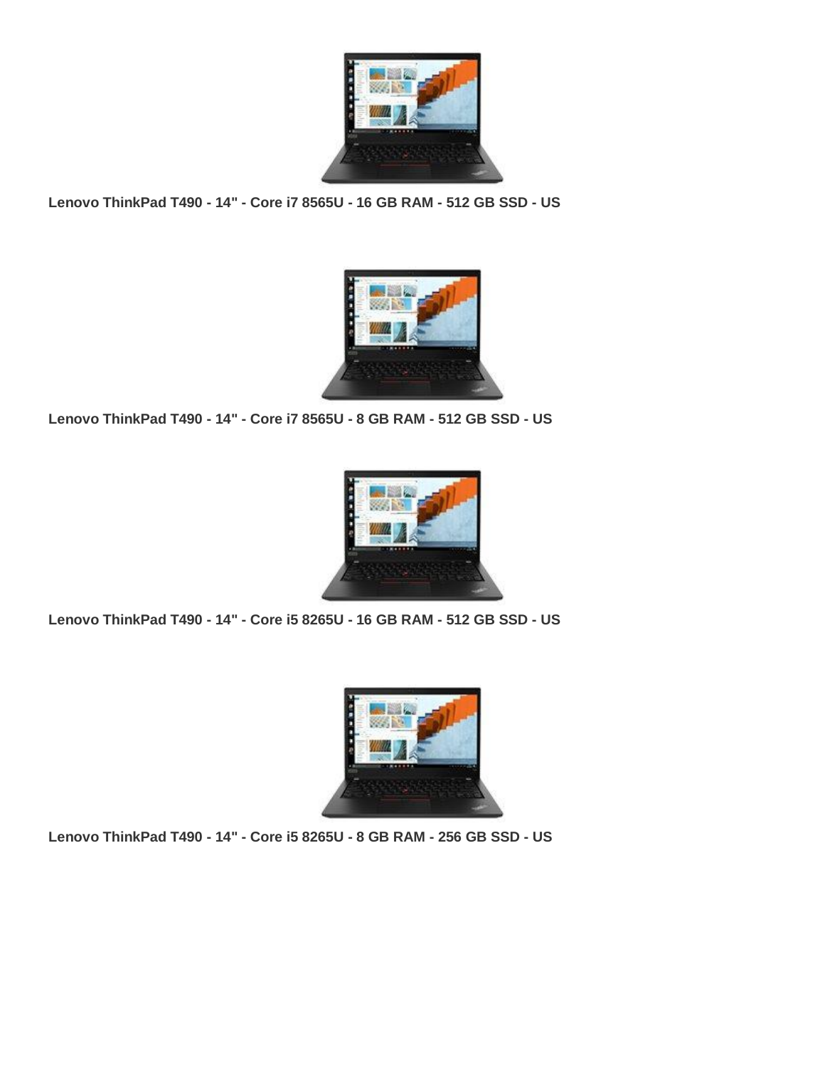**Lenovo ThinkPad T490 - 14" - Core i7 8565U - 16 GB RAM - 512 GB SSD - US**

**Lenovo ThinkPad T490 - 14" - Core i7 8565U - 8 GB RAM - 512 GB SSD - US**

**Lenovo ThinkPad T490 - 14" - Core i5 8265U - 16 GB RAM - 512 GB SSD - US**

**Lenovo ThinkPad T490 - 14" - Core i5 8265U - 8 GB RAM - 256 GB SSD - US**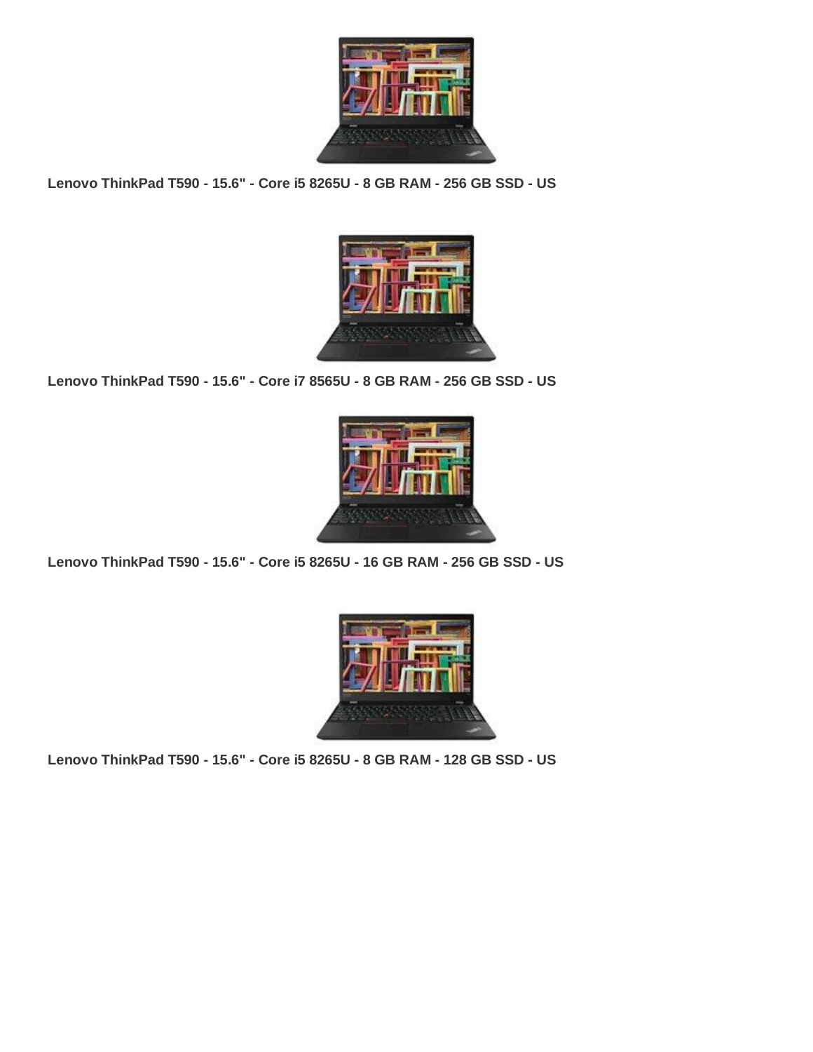**Lenovo ThinkPad T590 - 15.6" - Core i5 8265U - 8 GB RAM - 256 GB SSD - US**

**Lenovo ThinkPad T590 - 15.6" - Core i7 8565U - 8 GB RAM - 256 GB SSD - US**

**Lenovo ThinkPad T590 - 15.6" - Core i5 8265U - 16 GB RAM - 256 GB SSD - US**

**Lenovo ThinkPad T590 - 15.6" - Core i5 8265U - 8 GB RAM - 128 GB SSD - US**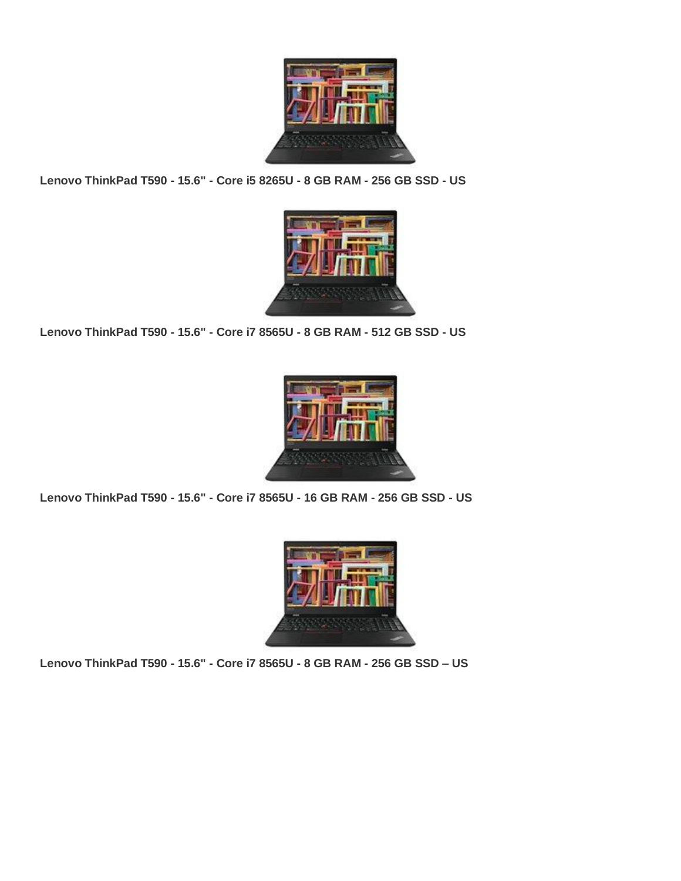**Lenovo ThinkPad T590 - 15.6" - Core i5 8265U - 8 GB RAM - 256 GB SSD - US**

**Lenovo ThinkPad T590 - 15.6" - Core i7 8565U - 8 GB RAM - 512 GB SSD - US**

**Lenovo ThinkPad T590 - 15.6" - Core i7 8565U - 16 GB RAM - 256 GB SSD - US**

**Lenovo ThinkPad T590 - 15.6" - Core i7 8565U - 8 GB RAM - 256 GB SSD – US**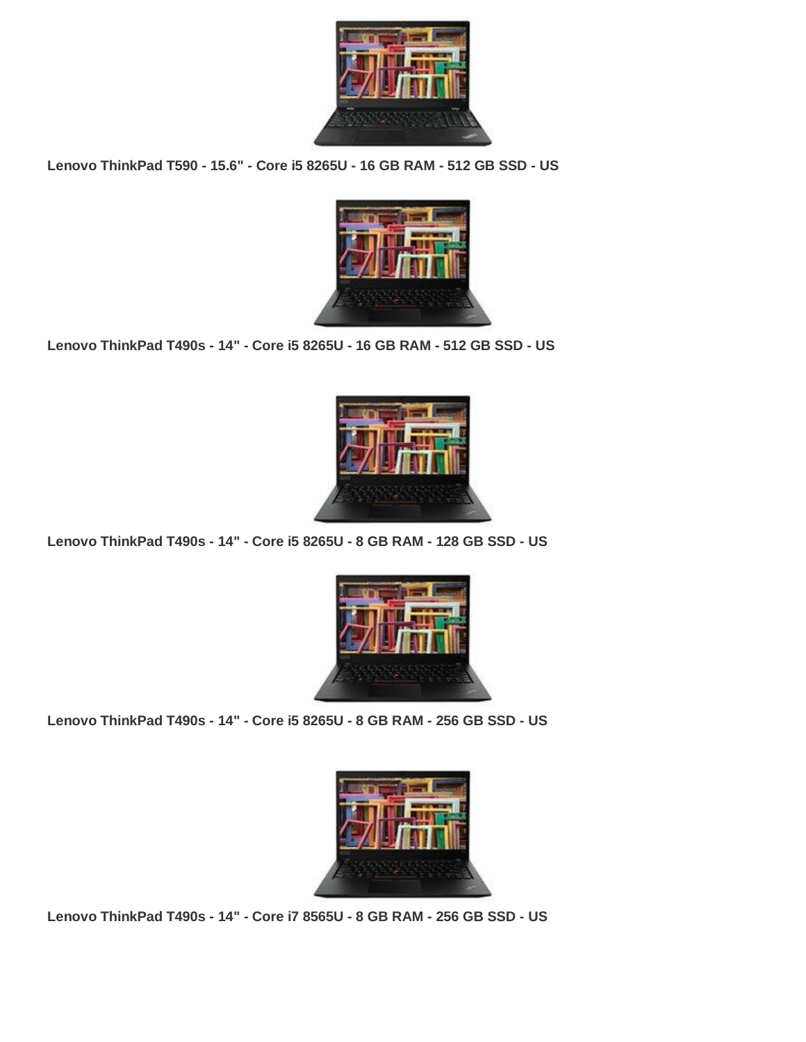**Lenovo ThinkPad T590 - 15.6" - Core i5 8265U - 16 GB RAM - 512 GB SSD - US**

**Lenovo ThinkPad T490s - 14" - Core i5 8265U - 16 GB RAM - 512 GB SSD - US**

**Lenovo ThinkPad T490s - 14" - Core i5 8265U - 8 GB RAM - 128 GB SSD - US**

**Lenovo ThinkPad T490s - 14" - Core i5 8265U - 8 GB RAM - 256 GB SSD - US**

**Lenovo ThinkPad T490s - 14" - Core i7 8565U - 8 GB RAM - 256 GB SSD - US**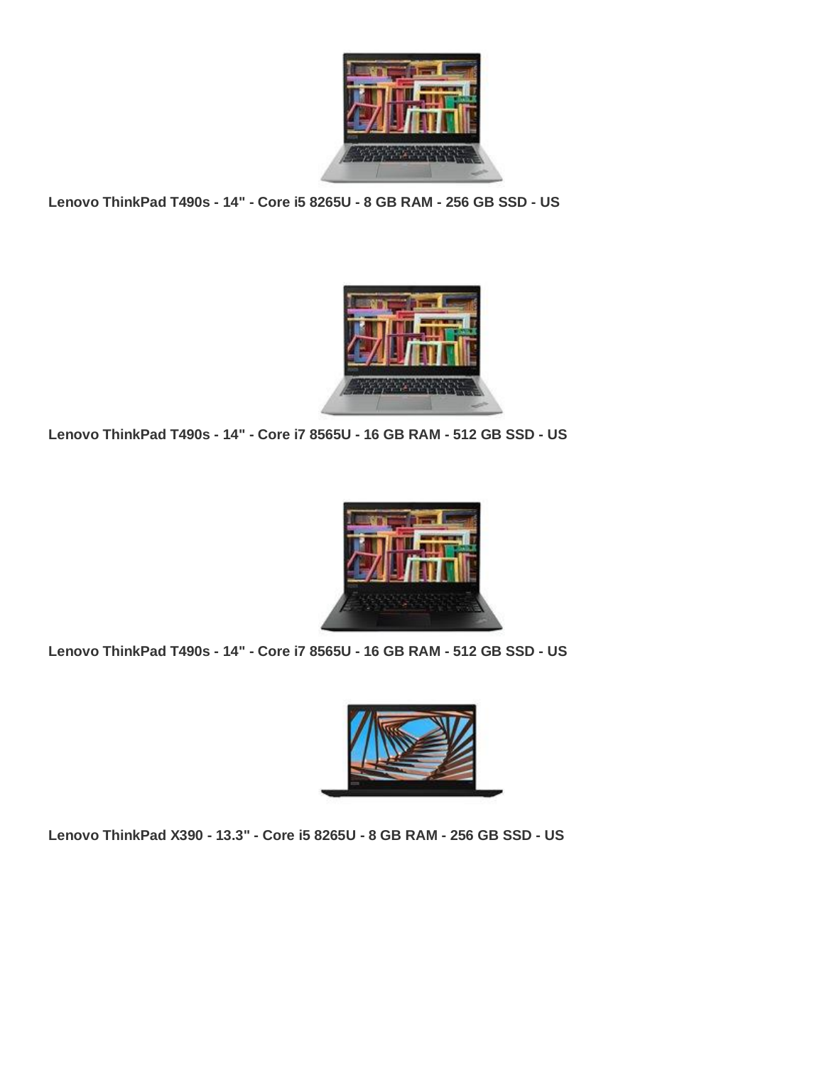**Lenovo ThinkPad T490s - 14" - Core i5 8265U - 8 GB RAM - 256 GB SSD - US**

**Lenovo ThinkPad T490s - 14" - Core i7 8565U - 16 GB RAM - 512 GB SSD - US**

**Lenovo ThinkPad T490s - 14" - Core i7 8565U - 16 GB RAM - 512 GB SSD - US**

**Lenovo ThinkPad X390 - 13.3" - Core i5 8265U - 8 GB RAM - 256 GB SSD - US**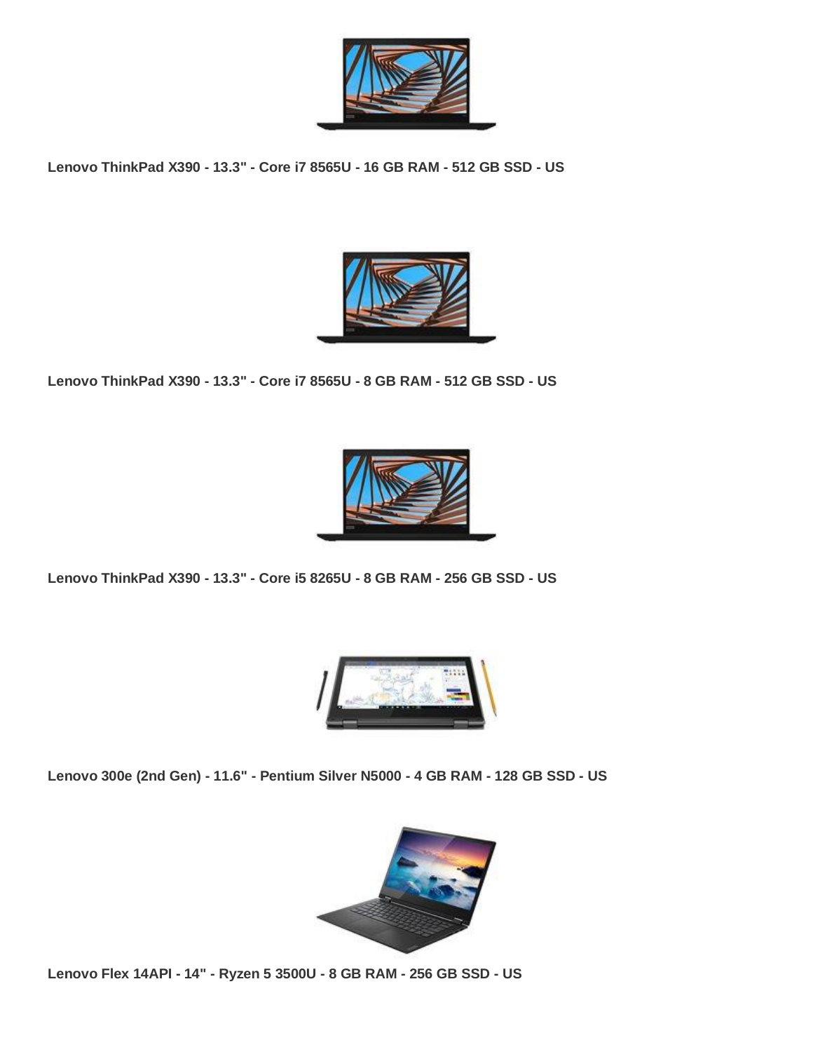**Lenovo ThinkPad X390 - 13.3" - Core i7 8565U - 16 GB RAM - 512 GB SSD - US**

**Lenovo ThinkPad X390 - 13.3" - Core i7 8565U - 8 GB RAM - 512 GB SSD - US**

**Lenovo ThinkPad X390 - 13.3" - Core i5 8265U - 8 GB RAM - 256 GB SSD - US**

**Lenovo 300e (2nd Gen) - 11.6" - Pentium Silver N5000 - 4 GB RAM - 128 GB SSD - US**

**Lenovo Flex 14API - 14" - Ryzen 5 3500U - 8 GB RAM - 256 GB SSD - US**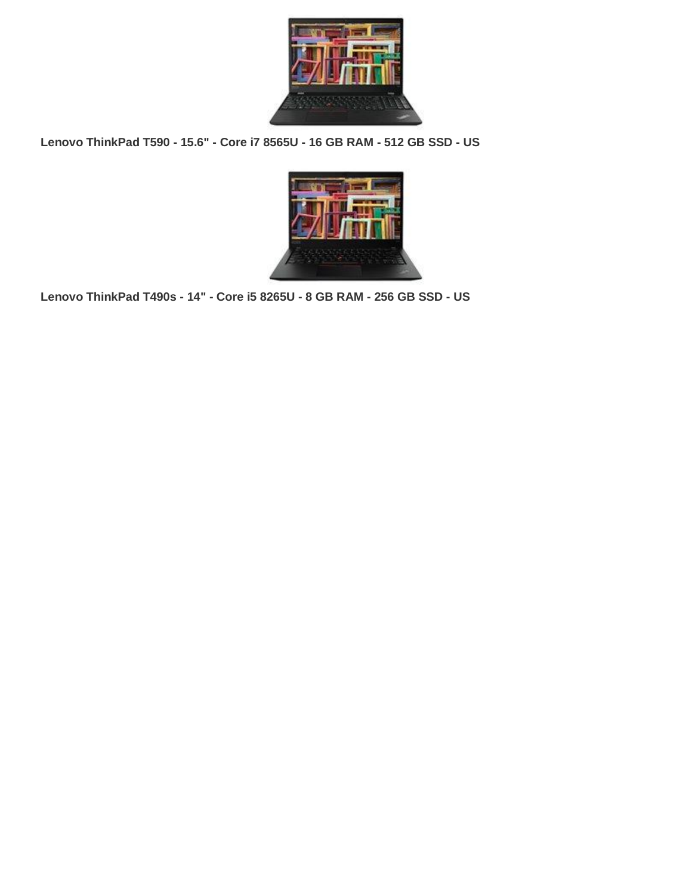**Lenovo ThinkPad T590 - 15.6" - Core i7 8565U - 16 GB RAM - 512 GB SSD - US**

**Lenovo ThinkPad T490s - 14" - Core i5 8265U - 8 GB RAM - 256 GB SSD - US**